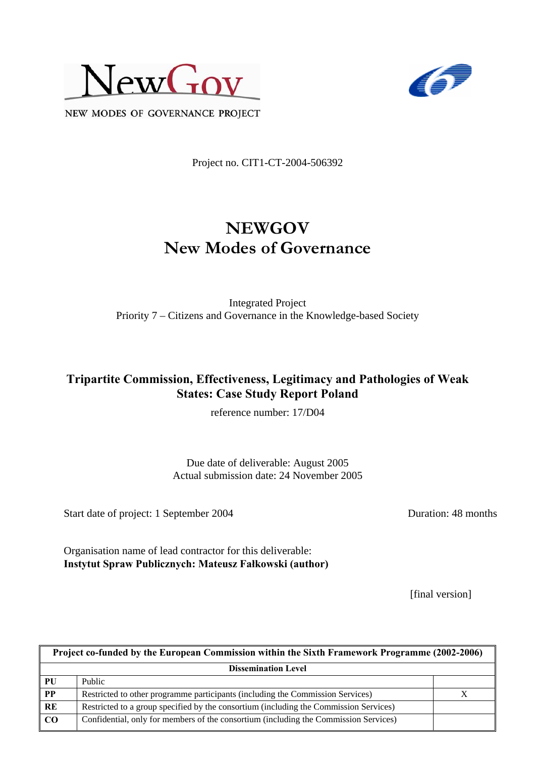NEW MODES OF GOVERNANCE PROJECT

Project no. CIT1-CT-2004-506392

# NEWGOV
# New Modes of Governance

Integrated Project
Priority 7 – Citizens and Governance in the Knowledge-based Society

## Tripartite Commission, Effectiveness, Legitimacy and Pathologies of Weak States: Case Study Report Poland

reference number: 17/D04

Due date of deliverable: August 2005
Actual submission date: 24 November 2005

Start date of project: 1 September 2004 Duration: 48 months

Organisation name of lead contractor for this deliverable:
**Instytut Spraw Publicznych: Mateusz Fałkowski (author)**

[final version]

| Project co-funded by the European Commission within the Sixth Framework Programme (2002-2006) | | |
|---|---|---|
| **Dissemination Level** | | |
| **PU** | Public | |
| **PP** | Restricted to other programme participants (including the Commission Services) | X |
| **RE** | Restricted to a group specified by the consortium (including the Commission Services) | |
| **CO** | Confidential, only for members of the consortium (including the Commission Services) | |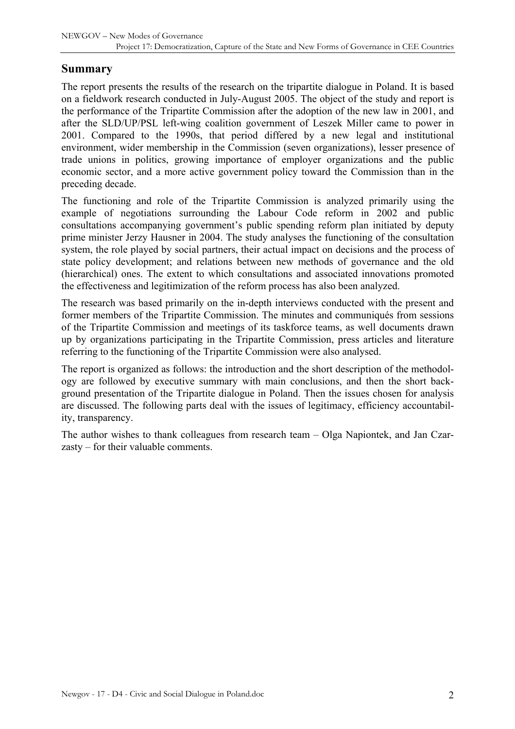## Summary

The report presents the results of the research on the tripartite dialogue in Poland. It is based on a fieldwork research conducted in July-August 2005. The object of the study and report is the performance of the Tripartite Commission after the adoption of the new law in 2001, and after the SLD/UP/PSL left-wing coalition government of Leszek Miller came to power in 2001. Compared to the 1990s, that period differed by a new legal and institutional environment, wider membership in the Commission (seven organizations), lesser presence of trade unions in politics, growing importance of employer organizations and the public economic sector, and a more active government policy toward the Commission than in the preceding decade.

The functioning and role of the Tripartite Commission is analyzed primarily using the example of negotiations surrounding the Labour Code reform in 2002 and public consultations accompanying government's public spending reform plan initiated by deputy prime minister Jerzy Hausner in 2004. The study analyses the functioning of the consultation system, the role played by social partners, their actual impact on decisions and the process of state policy development; and relations between new methods of governance and the old (hierarchical) ones. The extent to which consultations and associated innovations promoted the effectiveness and legitimization of the reform process has also been analyzed.

The research was based primarily on the in-depth interviews conducted with the present and former members of the Tripartite Commission. The minutes and communiqués from sessions of the Tripartite Commission and meetings of its taskforce teams, as well documents drawn up by organizations participating in the Tripartite Commission, press articles and literature referring to the functioning of the Tripartite Commission were also analysed.

The report is organized as follows: the introduction and the short description of the methodology are followed by executive summary with main conclusions, and then the short background presentation of the Tripartite dialogue in Poland. Then the issues chosen for analysis are discussed. The following parts deal with the issues of legitimacy, efficiency accountability, transparency.

The author wishes to thank colleagues from research team – Olga Napiontek, and Jan Czarzasty – for their valuable comments.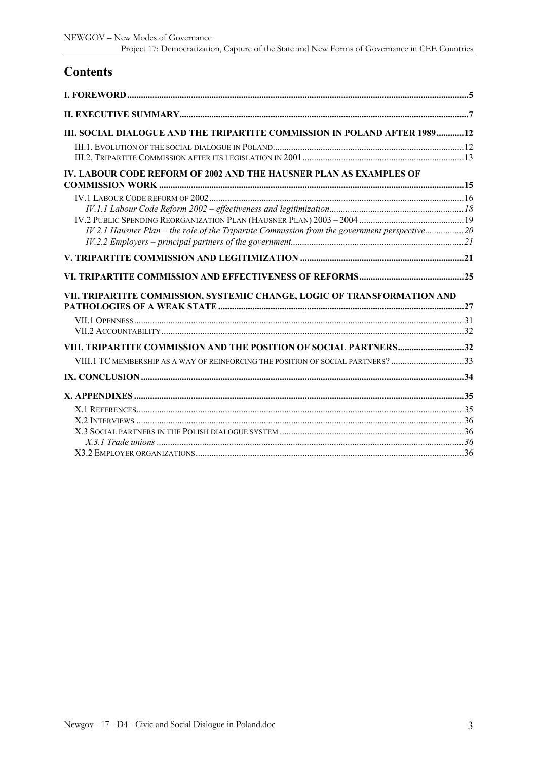# Contents

| | |
|---|---|
| **I. FOREWORD** | **5** |
| **II. EXECUTIVE SUMMARY** | **7** |
| **III. SOCIAL DIALOGUE AND THE TRIPARTITE COMMISSION IN POLAND AFTER 1989** | **12** |
| III.1. Evolution of the social dialogue in Poland | 12 |
| III.2. Tripartite Commission after its legislation in 2001 | 13 |
| **IV. LABOUR CODE REFORM OF 2002 AND THE HAUSNER PLAN AS EXAMPLES OF COMMISSION WORK** | **15** |
| IV.1 Labour Code reform of 2002 | 16 |
| *IV.1.1 Labour Code Reform 2002 – effectiveness and legitimization* | *18* |
| IV.2 Public Spending Reorganization Plan (Hausner Plan) 2003 – 2004 | 19 |
| *IV.2.1 Hausner Plan – the role of the Tripartite Commission from the government perspective* | *20* |
| *IV.2.2 Employers – principal partners of the government* | *21* |
| **V. TRIPARTITE COMMISSION AND LEGITIMIZATION** | **21** |
| **VI. TRIPARTITE COMMISSION AND EFFECTIVENESS OF REFORMS** | **25** |
| **VII. TRIPARTITE COMMISSION, SYSTEMIC CHANGE, LOGIC OF TRANSFORMATION AND PATHOLOGIES OF A WEAK STATE** | **27** |
| VII.1 Openness | 31 |
| VII.2 Accountability | 32 |
| **VIII. TRIPARTITE COMMISSION AND THE POSITION OF SOCIAL PARTNERS** | **32** |
| VIII.1 TC membership as a way of reinforcing the position of social partners? | 33 |
| **IX. CONCLUSION** | **34** |
| **X. APPENDIXES** | **35** |
| X.1 References | 35 |
| X.2 Interviews | 36 |
| X.3 Social partners in the Polish dialogue system | 36 |
| *X.3.1 Trade unions* | *36* |
| X3.2 Employer organizations | 36 |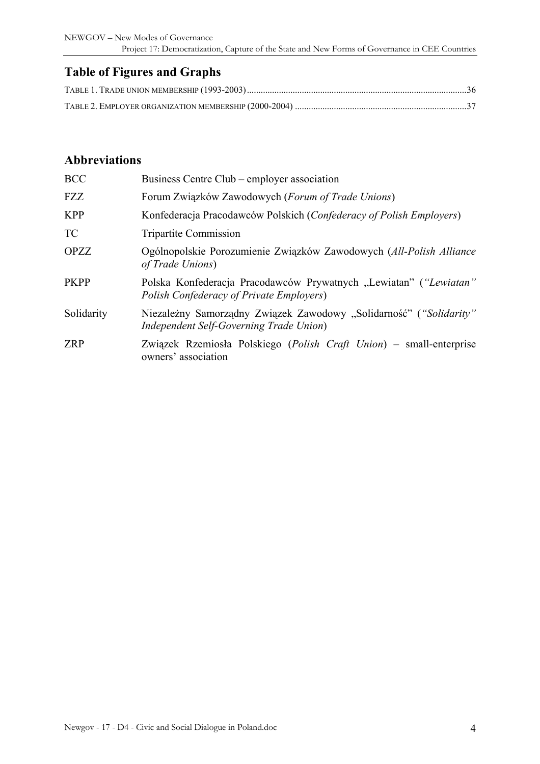## Table of Figures and Graphs

TABLE 1. TRADE UNION MEMBERSHIP (1993-2003) ...............................................................................................36

TABLE 2. EMPLOYER ORGANIZATION MEMBERSHIP (2000-2004) ..........................................................................37

## Abbreviations

| | |
|---|---|
| BCC | Business Centre Club – employer association |
| FZZ | Forum Związków Zawodowych (*Forum of Trade Unions*) |
| KPP | Konfederacja Pracodawców Polskich (*Confederacy of Polish Employers*) |
| TC | Tripartite Commission |
| OPZZ | Ogólnopolskie Porozumienie Związków Zawodowych (*All-Polish Alliance of Trade Unions*) |
| PKPP | Polska Konfederacja Pracodawców Prywatnych „Lewiatan" (*"Lewiatan" Polish Confederacy of Private Employers*) |
| Solidarity | Niezależny Samorządny Związek Zawodowy „Solidarność" (*"Solidarity" Independent Self-Governing Trade Union*) |
| ZRP | Związek Rzemiosła Polskiego (*Polish Craft Union*) – small-enterprise owners' association |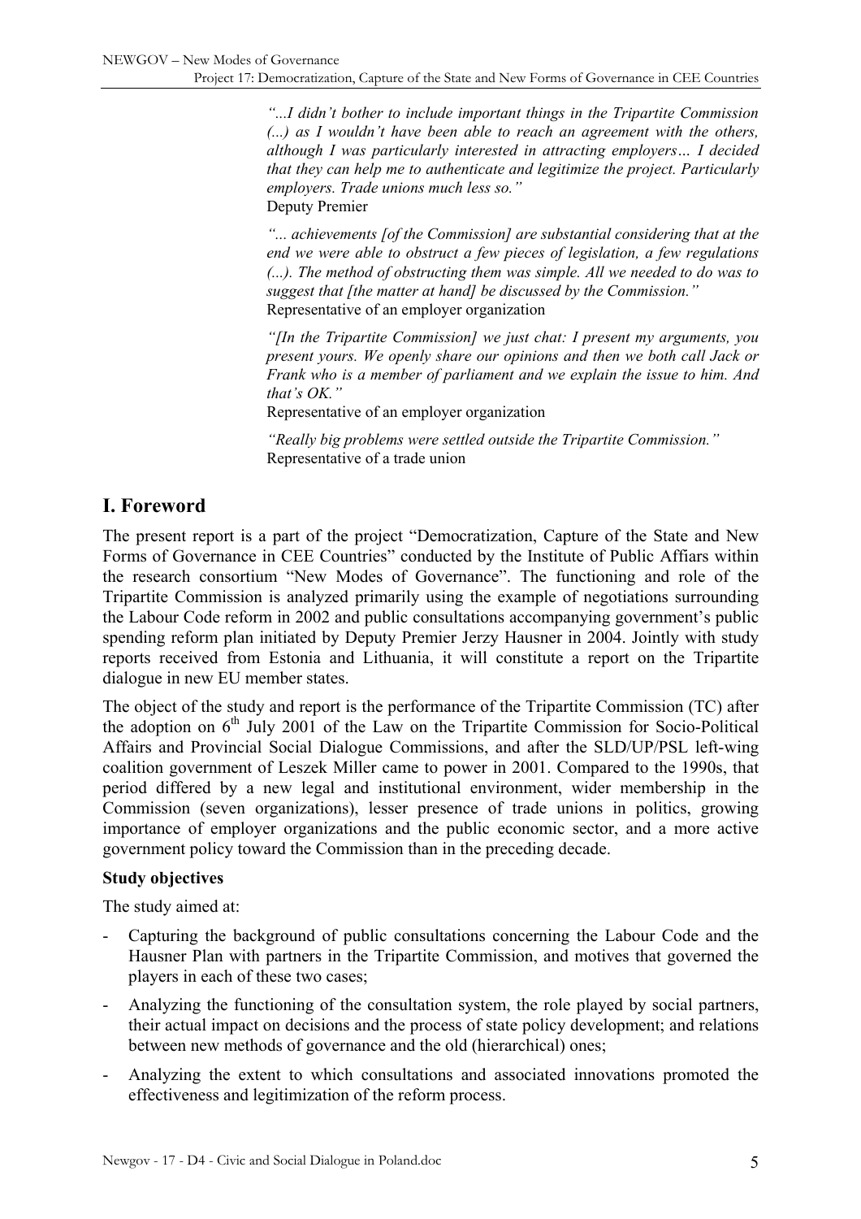*"...I didn't bother to include important things in the Tripartite Commission (...) as I wouldn't have been able to reach an agreement with the others, although I was particularly interested in attracting employers… I decided that they can help me to authenticate and legitimize the project. Particularly employers. Trade unions much less so."*
Deputy Premier

*"... achievements [of the Commission] are substantial considering that at the end we were able to obstruct a few pieces of legislation, a few regulations (...). The method of obstructing them was simple. All we needed to do was to suggest that [the matter at hand] be discussed by the Commission."*
Representative of an employer organization

*"[In the Tripartite Commission] we just chat: I present my arguments, you present yours. We openly share our opinions and then we both call Jack or Frank who is a member of parliament and we explain the issue to him. And that's OK."*
Representative of an employer organization

*"Really big problems were settled outside the Tripartite Commission."*
Representative of a trade union

# I. Foreword

The present report is a part of the project "Democratization, Capture of the State and New Forms of Governance in CEE Countries" conducted by the Institute of Public Affiars within the research consortium "New Modes of Governance". The functioning and role of the Tripartite Commission is analyzed primarily using the example of negotiations surrounding the Labour Code reform in 2002 and public consultations accompanying government's public spending reform plan initiated by Deputy Premier Jerzy Hausner in 2004. Jointly with study reports received from Estonia and Lithuania, it will constitute a report on the Tripartite dialogue in new EU member states.

The object of the study and report is the performance of the Tripartite Commission (TC) after the adoption on 6th July 2001 of the Law on the Tripartite Commission for Socio-Political Affairs and Provincial Social Dialogue Commissions, and after the SLD/UP/PSL left-wing coalition government of Leszek Miller came to power in 2001. Compared to the 1990s, that period differed by a new legal and institutional environment, wider membership in the Commission (seven organizations), lesser presence of trade unions in politics, growing importance of employer organizations and the public economic sector, and a more active government policy toward the Commission than in the preceding decade.

**Study objectives**

The study aimed at:

- Capturing the background of public consultations concerning the Labour Code and the Hausner Plan with partners in the Tripartite Commission, and motives that governed the players in each of these two cases;
- Analyzing the functioning of the consultation system, the role played by social partners, their actual impact on decisions and the process of state policy development; and relations between new methods of governance and the old (hierarchical) ones;
- Analyzing the extent to which consultations and associated innovations promoted the effectiveness and legitimization of the reform process.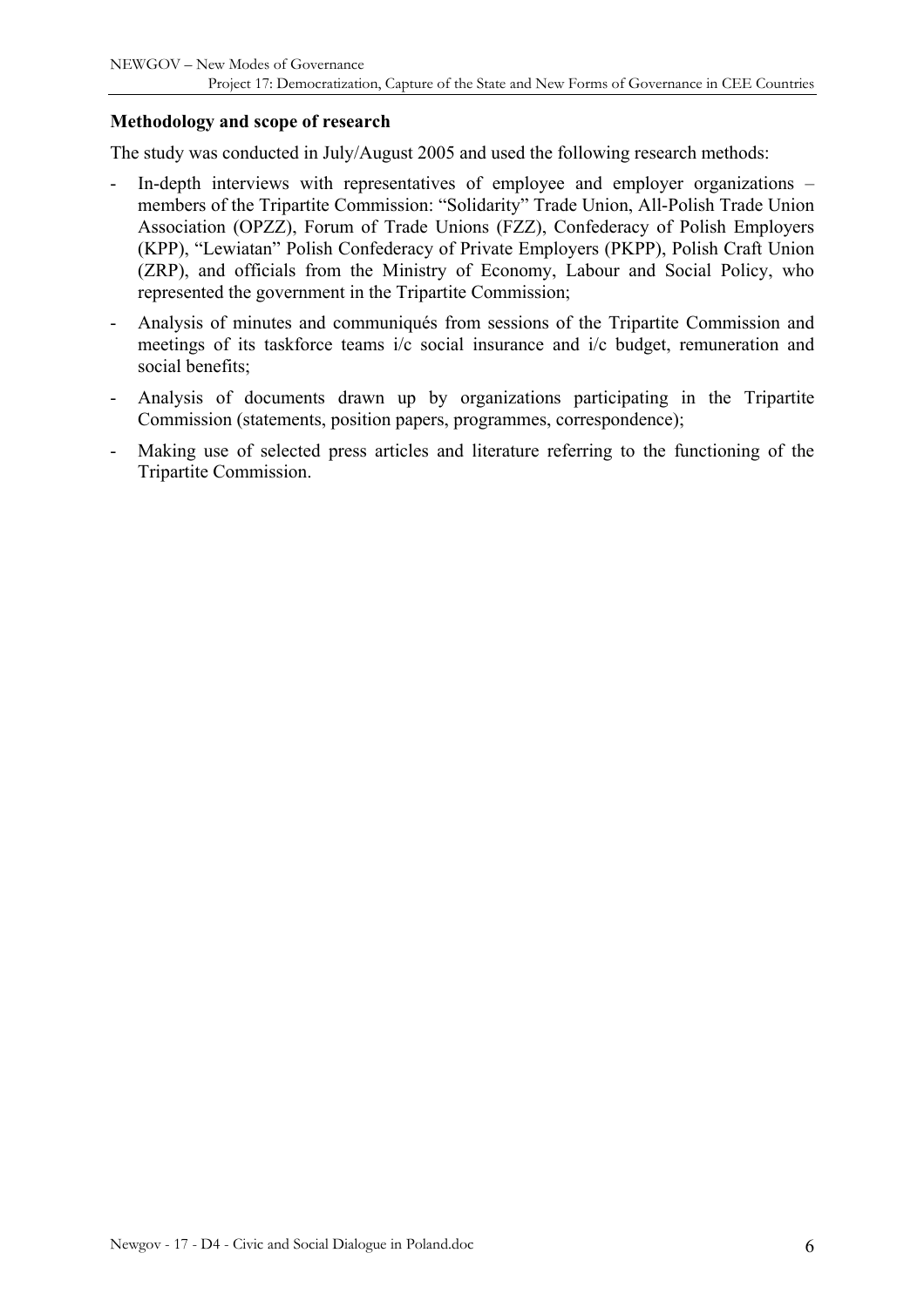**Methodology and scope of research**

The study was conducted in July/August 2005 and used the following research methods:

- In-depth interviews with representatives of employee and employer organizations – members of the Tripartite Commission: "Solidarity" Trade Union, All-Polish Trade Union Association (OPZZ), Forum of Trade Unions (FZZ), Confederacy of Polish Employers (KPP), "Lewiatan" Polish Confederacy of Private Employers (PKPP), Polish Craft Union (ZRP), and officials from the Ministry of Economy, Labour and Social Policy, who represented the government in the Tripartite Commission;
- Analysis of minutes and communiqués from sessions of the Tripartite Commission and meetings of its taskforce teams i/c social insurance and i/c budget, remuneration and social benefits;
- Analysis of documents drawn up by organizations participating in the Tripartite Commission (statements, position papers, programmes, correspondence);
- Making use of selected press articles and literature referring to the functioning of the Tripartite Commission.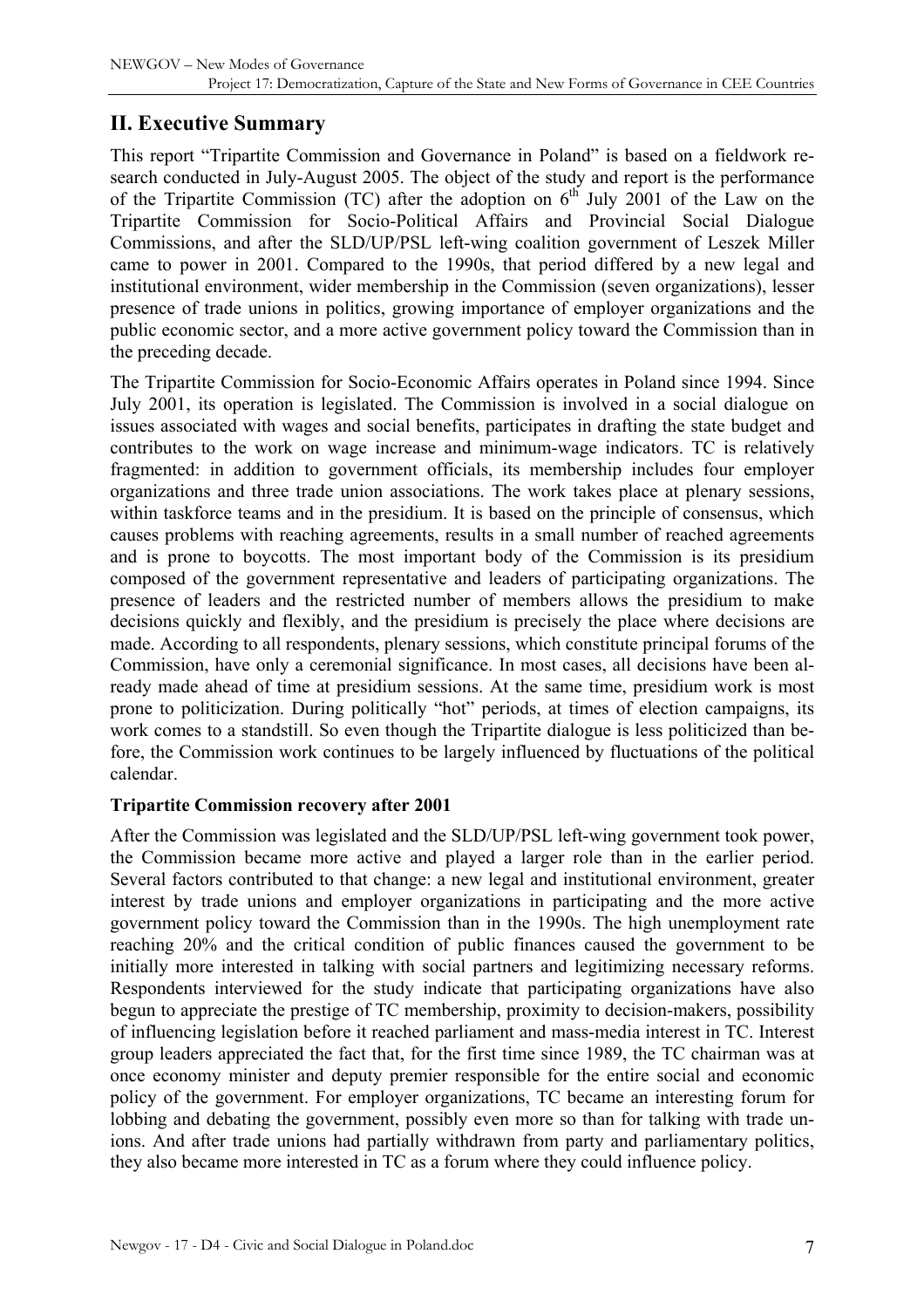## II. Executive Summary

This report "Tripartite Commission and Governance in Poland" is based on a fieldwork research conducted in July-August 2005. The object of the study and report is the performance of the Tripartite Commission (TC) after the adoption on 6th July 2001 of the Law on the Tripartite Commission for Socio-Political Affairs and Provincial Social Dialogue Commissions, and after the SLD/UP/PSL left-wing coalition government of Leszek Miller came to power in 2001. Compared to the 1990s, that period differed by a new legal and institutional environment, wider membership in the Commission (seven organizations), lesser presence of trade unions in politics, growing importance of employer organizations and the public economic sector, and a more active government policy toward the Commission than in the preceding decade.

The Tripartite Commission for Socio-Economic Affairs operates in Poland since 1994. Since July 2001, its operation is legislated. The Commission is involved in a social dialogue on issues associated with wages and social benefits, participates in drafting the state budget and contributes to the work on wage increase and minimum-wage indicators. TC is relatively fragmented: in addition to government officials, its membership includes four employer organizations and three trade union associations. The work takes place at plenary sessions, within taskforce teams and in the presidium. It is based on the principle of consensus, which causes problems with reaching agreements, results in a small number of reached agreements and is prone to boycotts. The most important body of the Commission is its presidium composed of the government representative and leaders of participating organizations. The presence of leaders and the restricted number of members allows the presidium to make decisions quickly and flexibly, and the presidium is precisely the place where decisions are made. According to all respondents, plenary sessions, which constitute principal forums of the Commission, have only a ceremonial significance. In most cases, all decisions have been already made ahead of time at presidium sessions. At the same time, presidium work is most prone to politicization. During politically "hot" periods, at times of election campaigns, its work comes to a standstill. So even though the Tripartite dialogue is less politicized than before, the Commission work continues to be largely influenced by fluctuations of the political calendar.

**Tripartite Commission recovery after 2001**

After the Commission was legislated and the SLD/UP/PSL left-wing government took power, the Commission became more active and played a larger role than in the earlier period. Several factors contributed to that change: a new legal and institutional environment, greater interest by trade unions and employer organizations in participating and the more active government policy toward the Commission than in the 1990s. The high unemployment rate reaching 20% and the critical condition of public finances caused the government to be initially more interested in talking with social partners and legitimizing necessary reforms. Respondents interviewed for the study indicate that participating organizations have also begun to appreciate the prestige of TC membership, proximity to decision-makers, possibility of influencing legislation before it reached parliament and mass-media interest in TC. Interest group leaders appreciated the fact that, for the first time since 1989, the TC chairman was at once economy minister and deputy premier responsible for the entire social and economic policy of the government. For employer organizations, TC became an interesting forum for lobbing and debating the government, possibly even more so than for talking with trade unions. And after trade unions had partially withdrawn from party and parliamentary politics, they also became more interested in TC as a forum where they could influence policy.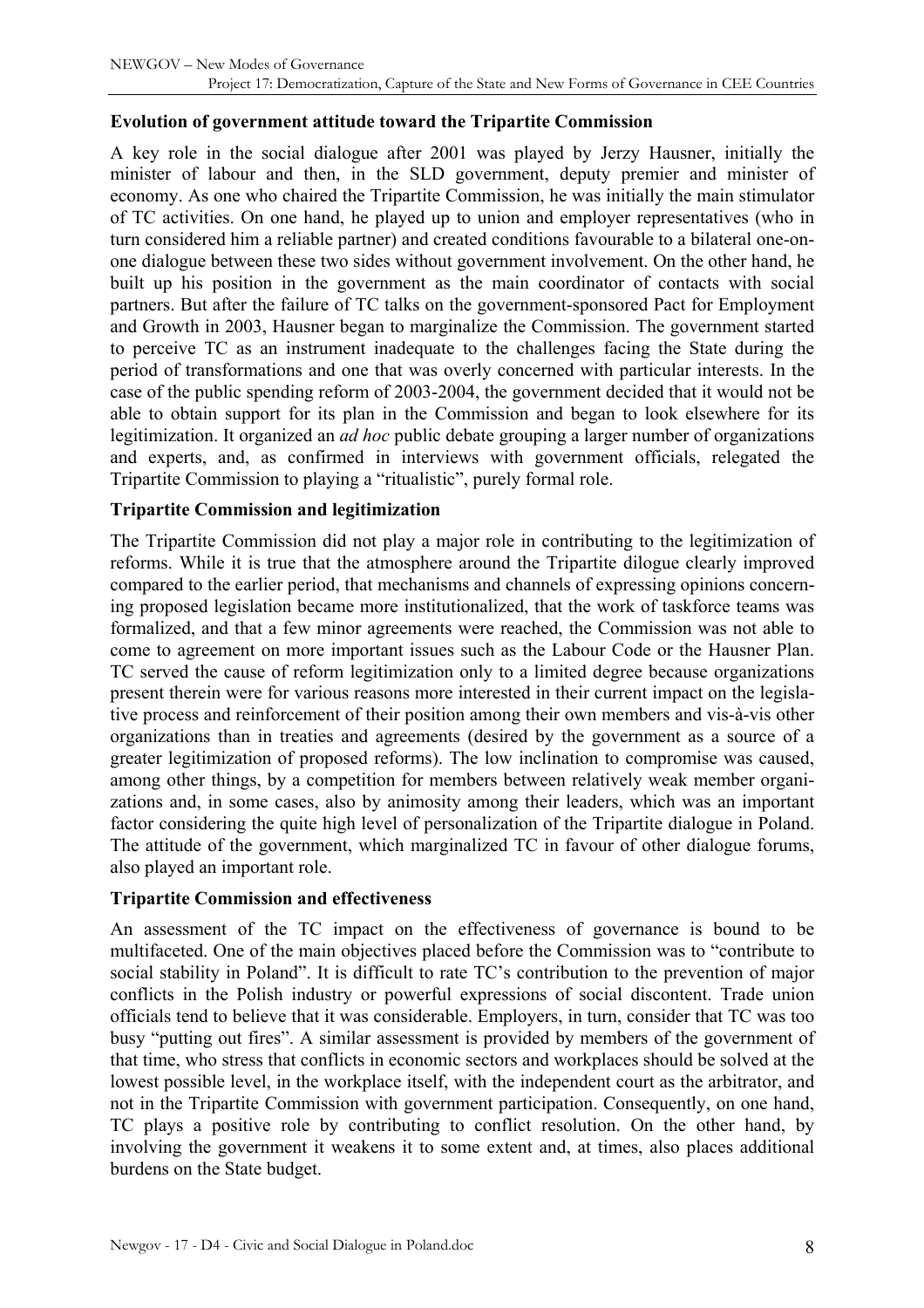**Evolution of government attitude toward the Tripartite Commission**

A key role in the social dialogue after 2001 was played by Jerzy Hausner, initially the minister of labour and then, in the SLD government, deputy premier and minister of economy. As one who chaired the Tripartite Commission, he was initially the main stimulator of TC activities. On one hand, he played up to union and employer representatives (who in turn considered him a reliable partner) and created conditions favourable to a bilateral one-on-one dialogue between these two sides without government involvement. On the other hand, he built up his position in the government as the main coordinator of contacts with social partners. But after the failure of TC talks on the government-sponsored Pact for Employment and Growth in 2003, Hausner began to marginalize the Commission. The government started to perceive TC as an instrument inadequate to the challenges facing the State during the period of transformations and one that was overly concerned with particular interests. In the case of the public spending reform of 2003-2004, the government decided that it would not be able to obtain support for its plan in the Commission and began to look elsewhere for its legitimization. It organized an *ad hoc* public debate grouping a larger number of organizations and experts, and, as confirmed in interviews with government officials, relegated the Tripartite Commission to playing a "ritualistic", purely formal role.

**Tripartite Commission and legitimization**

The Tripartite Commission did not play a major role in contributing to the legitimization of reforms. While it is true that the atmosphere around the Tripartite dilogue clearly improved compared to the earlier period, that mechanisms and channels of expressing opinions concerning proposed legislation became more institutionalized, that the work of taskforce teams was formalized, and that a few minor agreements were reached, the Commission was not able to come to agreement on more important issues such as the Labour Code or the Hausner Plan. TC served the cause of reform legitimization only to a limited degree because organizations present therein were for various reasons more interested in their current impact on the legislative process and reinforcement of their position among their own members and vis-à-vis other organizations than in treaties and agreements (desired by the government as a source of a greater legitimization of proposed reforms). The low inclination to compromise was caused, among other things, by a competition for members between relatively weak member organizations and, in some cases, also by animosity among their leaders, which was an important factor considering the quite high level of personalization of the Tripartite dialogue in Poland. The attitude of the government, which marginalized TC in favour of other dialogue forums, also played an important role.

**Tripartite Commission and effectiveness**

An assessment of the TC impact on the effectiveness of governance is bound to be multifaceted. One of the main objectives placed before the Commission was to "contribute to social stability in Poland". It is difficult to rate TC's contribution to the prevention of major conflicts in the Polish industry or powerful expressions of social discontent. Trade union officials tend to believe that it was considerable. Employers, in turn, consider that TC was too busy "putting out fires". A similar assessment is provided by members of the government of that time, who stress that conflicts in economic sectors and workplaces should be solved at the lowest possible level, in the workplace itself, with the independent court as the arbitrator, and not in the Tripartite Commission with government participation. Consequently, on one hand, TC plays a positive role by contributing to conflict resolution. On the other hand, by involving the government it weakens it to some extent and, at times, also places additional burdens on the State budget.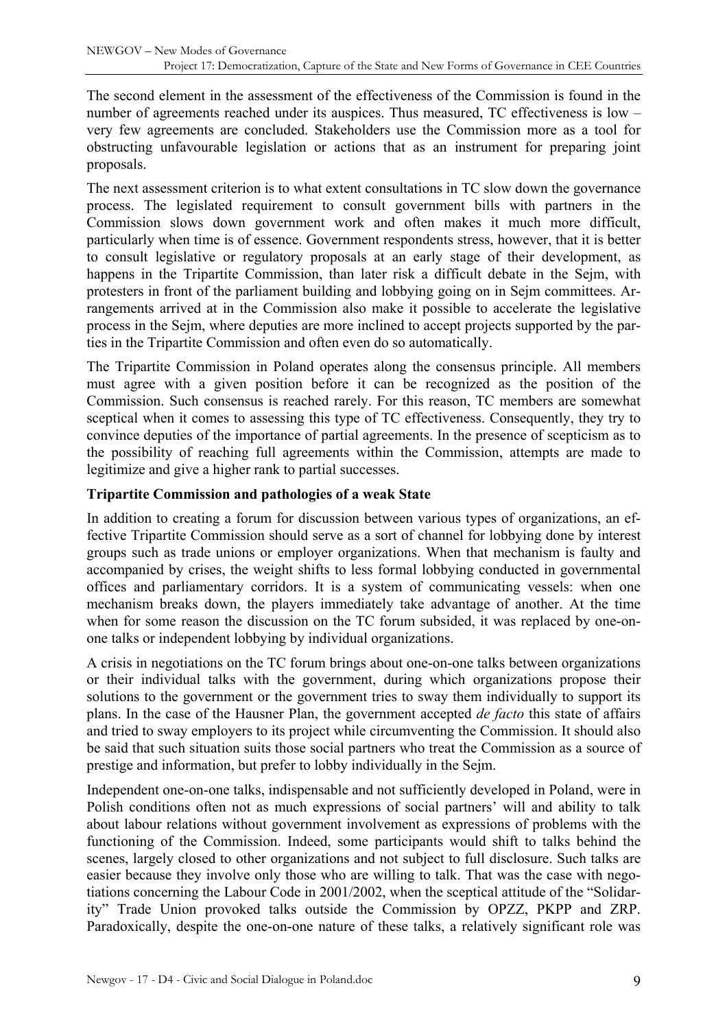The second element in the assessment of the effectiveness of the Commission is found in the number of agreements reached under its auspices. Thus measured, TC effectiveness is low – very few agreements are concluded. Stakeholders use the Commission more as a tool for obstructing unfavourable legislation or actions that as an instrument for preparing joint proposals.

The next assessment criterion is to what extent consultations in TC slow down the governance process. The legislated requirement to consult government bills with partners in the Commission slows down government work and often makes it much more difficult, particularly when time is of essence. Government respondents stress, however, that it is better to consult legislative or regulatory proposals at an early stage of their development, as happens in the Tripartite Commission, than later risk a difficult debate in the Sejm, with protesters in front of the parliament building and lobbying going on in Sejm committees. Arrangements arrived at in the Commission also make it possible to accelerate the legislative process in the Sejm, where deputies are more inclined to accept projects supported by the parties in the Tripartite Commission and often even do so automatically.

The Tripartite Commission in Poland operates along the consensus principle. All members must agree with a given position before it can be recognized as the position of the Commission. Such consensus is reached rarely. For this reason, TC members are somewhat sceptical when it comes to assessing this type of TC effectiveness. Consequently, they try to convince deputies of the importance of partial agreements. In the presence of scepticism as to the possibility of reaching full agreements within the Commission, attempts are made to legitimize and give a higher rank to partial successes.

**Tripartite Commission and pathologies of a weak State**

In addition to creating a forum for discussion between various types of organizations, an effective Tripartite Commission should serve as a sort of channel for lobbying done by interest groups such as trade unions or employer organizations. When that mechanism is faulty and accompanied by crises, the weight shifts to less formal lobbying conducted in governmental offices and parliamentary corridors. It is a system of communicating vessels: when one mechanism breaks down, the players immediately take advantage of another. At the time when for some reason the discussion on the TC forum subsided, it was replaced by one-on-one talks or independent lobbying by individual organizations.

A crisis in negotiations on the TC forum brings about one-on-one talks between organizations or their individual talks with the government, during which organizations propose their solutions to the government or the government tries to sway them individually to support its plans. In the case of the Hausner Plan, the government accepted *de facto* this state of affairs and tried to sway employers to its project while circumventing the Commission. It should also be said that such situation suits those social partners who treat the Commission as a source of prestige and information, but prefer to lobby individually in the Sejm.

Independent one-on-one talks, indispensable and not sufficiently developed in Poland, were in Polish conditions often not as much expressions of social partners' will and ability to talk about labour relations without government involvement as expressions of problems with the functioning of the Commission. Indeed, some participants would shift to talks behind the scenes, largely closed to other organizations and not subject to full disclosure. Such talks are easier because they involve only those who are willing to talk. That was the case with negotiations concerning the Labour Code in 2001/2002, when the sceptical attitude of the "Solidarity" Trade Union provoked talks outside the Commission by OPZZ, PKPP and ZRP. Paradoxically, despite the one-on-one nature of these talks, a relatively significant role was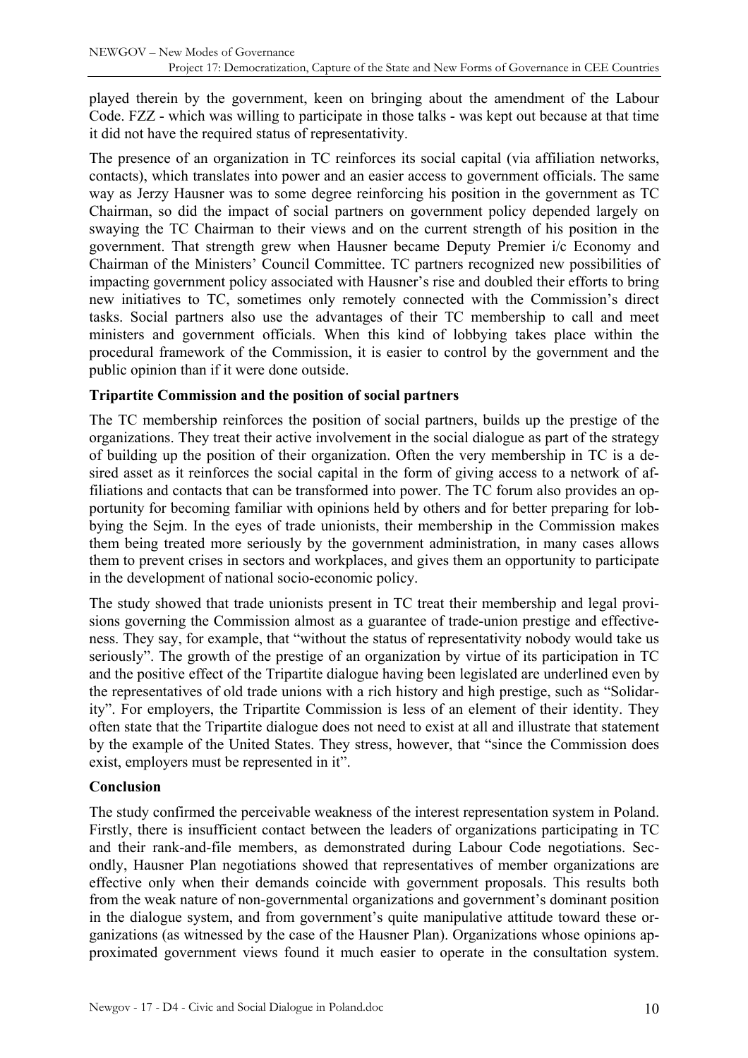played therein by the government, keen on bringing about the amendment of the Labour Code. FZZ - which was willing to participate in those talks - was kept out because at that time it did not have the required status of representativity.

The presence of an organization in TC reinforces its social capital (via affiliation networks, contacts), which translates into power and an easier access to government officials. The same way as Jerzy Hausner was to some degree reinforcing his position in the government as TC Chairman, so did the impact of social partners on government policy depended largely on swaying the TC Chairman to their views and on the current strength of his position in the government. That strength grew when Hausner became Deputy Premier i/c Economy and Chairman of the Ministers' Council Committee. TC partners recognized new possibilities of impacting government policy associated with Hausner's rise and doubled their efforts to bring new initiatives to TC, sometimes only remotely connected with the Commission's direct tasks. Social partners also use the advantages of their TC membership to call and meet ministers and government officials. When this kind of lobbying takes place within the procedural framework of the Commission, it is easier to control by the government and the public opinion than if it were done outside.

**Tripartite Commission and the position of social partners**

The TC membership reinforces the position of social partners, builds up the prestige of the organizations. They treat their active involvement in the social dialogue as part of the strategy of building up the position of their organization. Often the very membership in TC is a desired asset as it reinforces the social capital in the form of giving access to a network of affiliations and contacts that can be transformed into power. The TC forum also provides an opportunity for becoming familiar with opinions held by others and for better preparing for lobbying the Sejm. In the eyes of trade unionists, their membership in the Commission makes them being treated more seriously by the government administration, in many cases allows them to prevent crises in sectors and workplaces, and gives them an opportunity to participate in the development of national socio-economic policy.

The study showed that trade unionists present in TC treat their membership and legal provisions governing the Commission almost as a guarantee of trade-union prestige and effectiveness. They say, for example, that "without the status of representativity nobody would take us seriously". The growth of the prestige of an organization by virtue of its participation in TC and the positive effect of the Tripartite dialogue having been legislated are underlined even by the representatives of old trade unions with a rich history and high prestige, such as "Solidarity". For employers, the Tripartite Commission is less of an element of their identity. They often state that the Tripartite dialogue does not need to exist at all and illustrate that statement by the example of the United States. They stress, however, that "since the Commission does exist, employers must be represented in it".

**Conclusion**

The study confirmed the perceivable weakness of the interest representation system in Poland. Firstly, there is insufficient contact between the leaders of organizations participating in TC and their rank-and-file members, as demonstrated during Labour Code negotiations. Secondly, Hausner Plan negotiations showed that representatives of member organizations are effective only when their demands coincide with government proposals. This results both from the weak nature of non-governmental organizations and government's dominant position in the dialogue system, and from government's quite manipulative attitude toward these organizations (as witnessed by the case of the Hausner Plan). Organizations whose opinions approximated government views found it much easier to operate in the consultation system.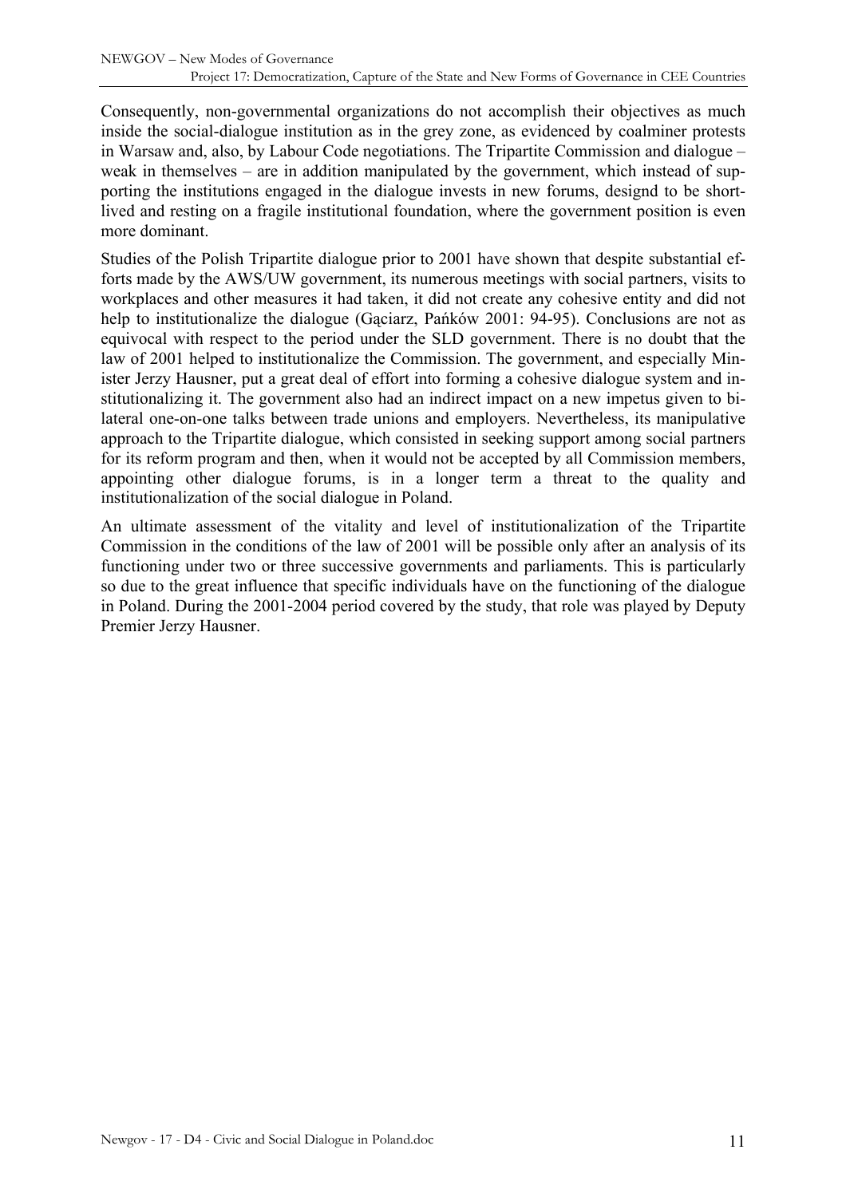Consequently, non-governmental organizations do not accomplish their objectives as much inside the social-dialogue institution as in the grey zone, as evidenced by coalminer protests in Warsaw and, also, by Labour Code negotiations. The Tripartite Commission and dialogue – weak in themselves – are in addition manipulated by the government, which instead of supporting the institutions engaged in the dialogue invests in new forums, designd to be short-lived and resting on a fragile institutional foundation, where the government position is even more dominant.

Studies of the Polish Tripartite dialogue prior to 2001 have shown that despite substantial efforts made by the AWS/UW government, its numerous meetings with social partners, visits to workplaces and other measures it had taken, it did not create any cohesive entity and did not help to institutionalize the dialogue (Gąciarz, Pańków 2001: 94-95). Conclusions are not as equivocal with respect to the period under the SLD government. There is no doubt that the law of 2001 helped to institutionalize the Commission. The government, and especially Minister Jerzy Hausner, put a great deal of effort into forming a cohesive dialogue system and institutionalizing it. The government also had an indirect impact on a new impetus given to bilateral one-on-one talks between trade unions and employers. Nevertheless, its manipulative approach to the Tripartite dialogue, which consisted in seeking support among social partners for its reform program and then, when it would not be accepted by all Commission members, appointing other dialogue forums, is in a longer term a threat to the quality and institutionalization of the social dialogue in Poland.

An ultimate assessment of the vitality and level of institutionalization of the Tripartite Commission in the conditions of the law of 2001 will be possible only after an analysis of its functioning under two or three successive governments and parliaments. This is particularly so due to the great influence that specific individuals have on the functioning of the dialogue in Poland. During the 2001-2004 period covered by the study, that role was played by Deputy Premier Jerzy Hausner.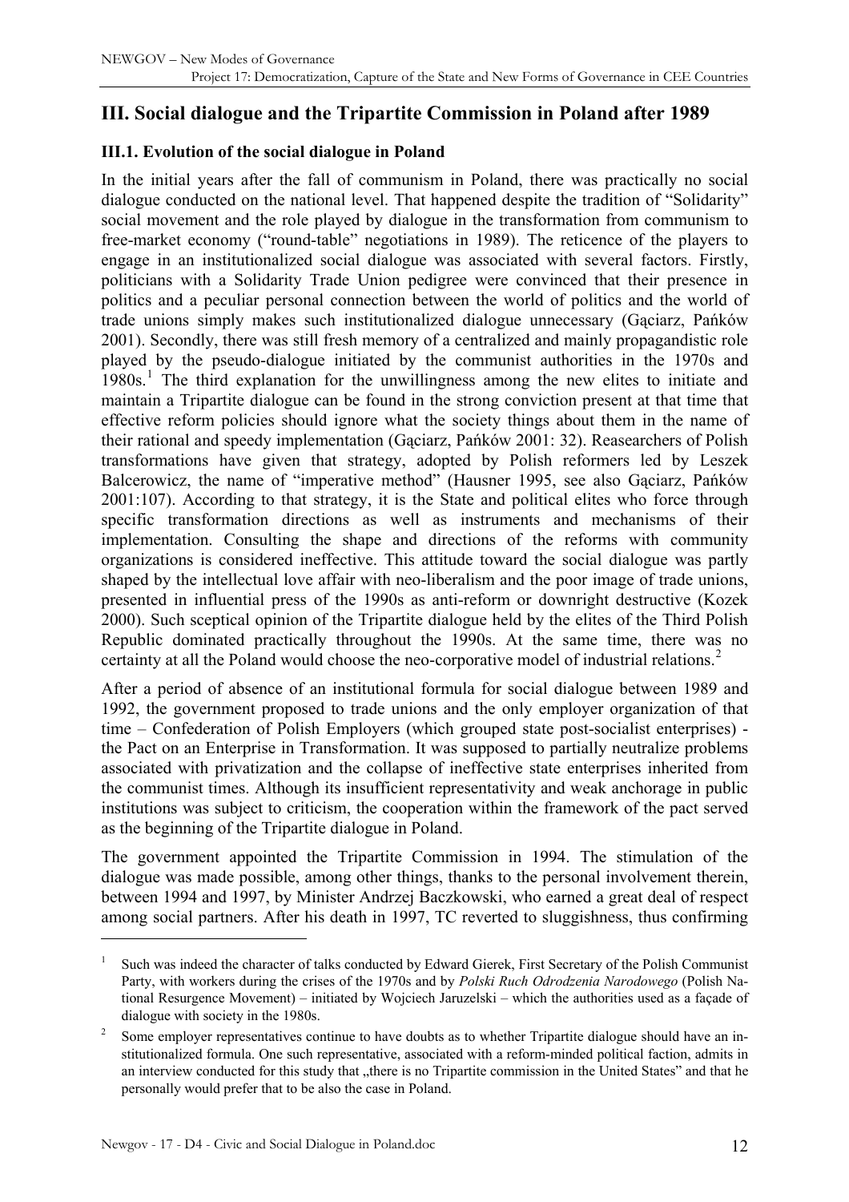## III. Social dialogue and the Tripartite Commission in Poland after 1989

### III.1. Evolution of the social dialogue in Poland

In the initial years after the fall of communism in Poland, there was practically no social dialogue conducted on the national level. That happened despite the tradition of "Solidarity" social movement and the role played by dialogue in the transformation from communism to free-market economy ("round-table" negotiations in 1989). The reticence of the players to engage in an institutionalized social dialogue was associated with several factors. Firstly, politicians with a Solidarity Trade Union pedigree were convinced that their presence in politics and a peculiar personal connection between the world of politics and the world of trade unions simply makes such institutionalized dialogue unnecessary (Gąciarz, Pańków 2001). Secondly, there was still fresh memory of a centralized and mainly propagandistic role played by the pseudo-dialogue initiated by the communist authorities in the 1970s and 1980s.[1] The third explanation for the unwillingness among the new elites to initiate and maintain a Tripartite dialogue can be found in the strong conviction present at that time that effective reform policies should ignore what the society things about them in the name of their rational and speedy implementation (Gąciarz, Pańków 2001: 32). Reasearchers of Polish transformations have given that strategy, adopted by Polish reformers led by Leszek Balcerowicz, the name of "imperative method" (Hausner 1995, see also Gąciarz, Pańków 2001:107). According to that strategy, it is the State and political elites who force through specific transformation directions as well as instruments and mechanisms of their implementation. Consulting the shape and directions of the reforms with community organizations is considered ineffective. This attitude toward the social dialogue was partly shaped by the intellectual love affair with neo-liberalism and the poor image of trade unions, presented in influential press of the 1990s as anti-reform or downright destructive (Kozek 2000). Such sceptical opinion of the Tripartite dialogue held by the elites of the Third Polish Republic dominated practically throughout the 1990s. At the same time, there was no certainty at all the Poland would choose the neo-corporative model of industrial relations.[2]

After a period of absence of an institutional formula for social dialogue between 1989 and 1992, the government proposed to trade unions and the only employer organization of that time – Confederation of Polish Employers (which grouped state post-socialist enterprises) - the Pact on an Enterprise in Transformation. It was supposed to partially neutralize problems associated with privatization and the collapse of ineffective state enterprises inherited from the communist times. Although its insufficient representativity and weak anchorage in public institutions was subject to criticism, the cooperation within the framework of the pact served as the beginning of the Tripartite dialogue in Poland.

The government appointed the Tripartite Commission in 1994. The stimulation of the dialogue was made possible, among other things, thanks to the personal involvement therein, between 1994 and 1997, by Minister Andrzej Baczkowski, who earned a great deal of respect among social partners. After his death in 1997, TC reverted to sluggishness, thus confirming

---

[1] Such was indeed the character of talks conducted by Edward Gierek, First Secretary of the Polish Communist Party, with workers during the crises of the 1970s and by *Polski Ruch Odrodzenia Narodowego* (Polish National Resurgence Movement) – initiated by Wojciech Jaruzelski – which the authorities used as a façade of dialogue with society in the 1980s.

[2] Some employer representatives continue to have doubts as to whether Tripartite dialogue should have an institutionalized formula. One such representative, associated with a reform-minded political faction, admits in an interview conducted for this study that „there is no Tripartite commission in the United States" and that he personally would prefer that to be also the case in Poland.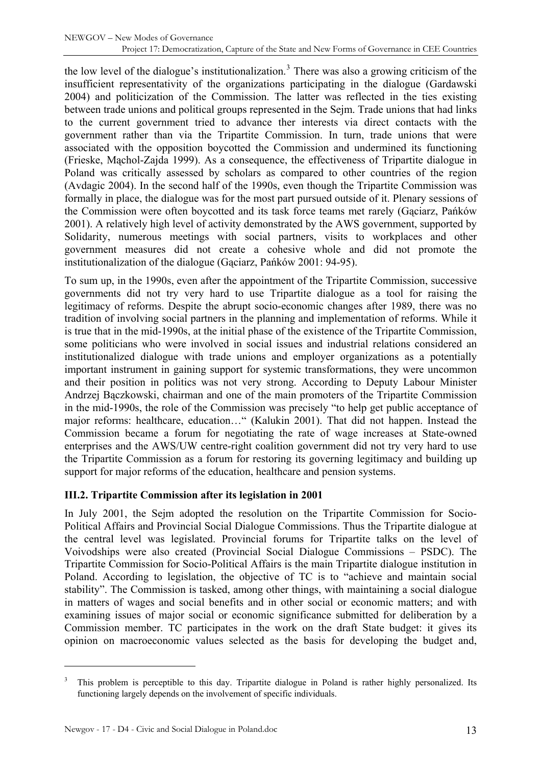the low level of the dialogue's institutionalization.[3] There was also a growing criticism of the insufficient representativity of the organizations participating in the dialogue (Gardawski 2004) and politicization of the Commission. The latter was reflected in the ties existing between trade unions and political groups represented in the Sejm. Trade unions that had links to the current government tried to advance ther interests via direct contacts with the government rather than via the Tripartite Commission. In turn, trade unions that were associated with the opposition boycotted the Commission and undermined its functioning (Frieske, Mąchol-Zajda 1999). As a consequence, the effectiveness of Tripartite dialogue in Poland was critically assessed by scholars as compared to other countries of the region (Avdagic 2004). In the second half of the 1990s, even though the Tripartite Commission was formally in place, the dialogue was for the most part pursued outside of it. Plenary sessions of the Commission were often boycotted and its task force teams met rarely (Gąciarz, Pańków 2001). A relatively high level of activity demonstrated by the AWS government, supported by Solidarity, numerous meetings with social partners, visits to workplaces and other government measures did not create a cohesive whole and did not promote the institutionalization of the dialogue (Gąciarz, Pańków 2001: 94-95).

To sum up, in the 1990s, even after the appointment of the Tripartite Commission, successive governments did not try very hard to use Tripartite dialogue as a tool for raising the legitimacy of reforms. Despite the abrupt socio-economic changes after 1989, there was no tradition of involving social partners in the planning and implementation of reforms. While it is true that in the mid-1990s, at the initial phase of the existence of the Tripartite Commission, some politicians who were involved in social issues and industrial relations considered an institutionalized dialogue with trade unions and employer organizations as a potentially important instrument in gaining support for systemic transformations, they were uncommon and their position in politics was not very strong. According to Deputy Labour Minister Andrzej Bączkowski, chairman and one of the main promoters of the Tripartite Commission in the mid-1990s, the role of the Commission was precisely "to help get public acceptance of major reforms: healthcare, education…" (Kalukin 2001). That did not happen. Instead the Commission became a forum for negotiating the rate of wage increases at State-owned enterprises and the AWS/UW centre-right coalition government did not try very hard to use the Tripartite Commission as a forum for restoring its governing legitimacy and building up support for major reforms of the education, healthcare and pension systems.

### III.2. Tripartite Commission after its legislation in 2001

In July 2001, the Sejm adopted the resolution on the Tripartite Commission for Socio-Political Affairs and Provincial Social Dialogue Commissions. Thus the Tripartite dialogue at the central level was legislated. Provincial forums for Tripartite talks on the level of Voivodships were also created (Provincial Social Dialogue Commissions – PSDC). The Tripartite Commission for Socio-Political Affairs is the main Tripartite dialogue institution in Poland. According to legislation, the objective of TC is to "achieve and maintain social stability". The Commission is tasked, among other things, with maintaining a social dialogue in matters of wages and social benefits and in other social or economic matters; and with examining issues of major social or economic significance submitted for deliberation by a Commission member. TC participates in the work on the draft State budget: it gives its opinion on macroeconomic values selected as the basis for developing the budget and,

---

[3] This problem is perceptible to this day. Tripartite dialogue in Poland is rather highly personalized. Its functioning largely depends on the involvement of specific individuals.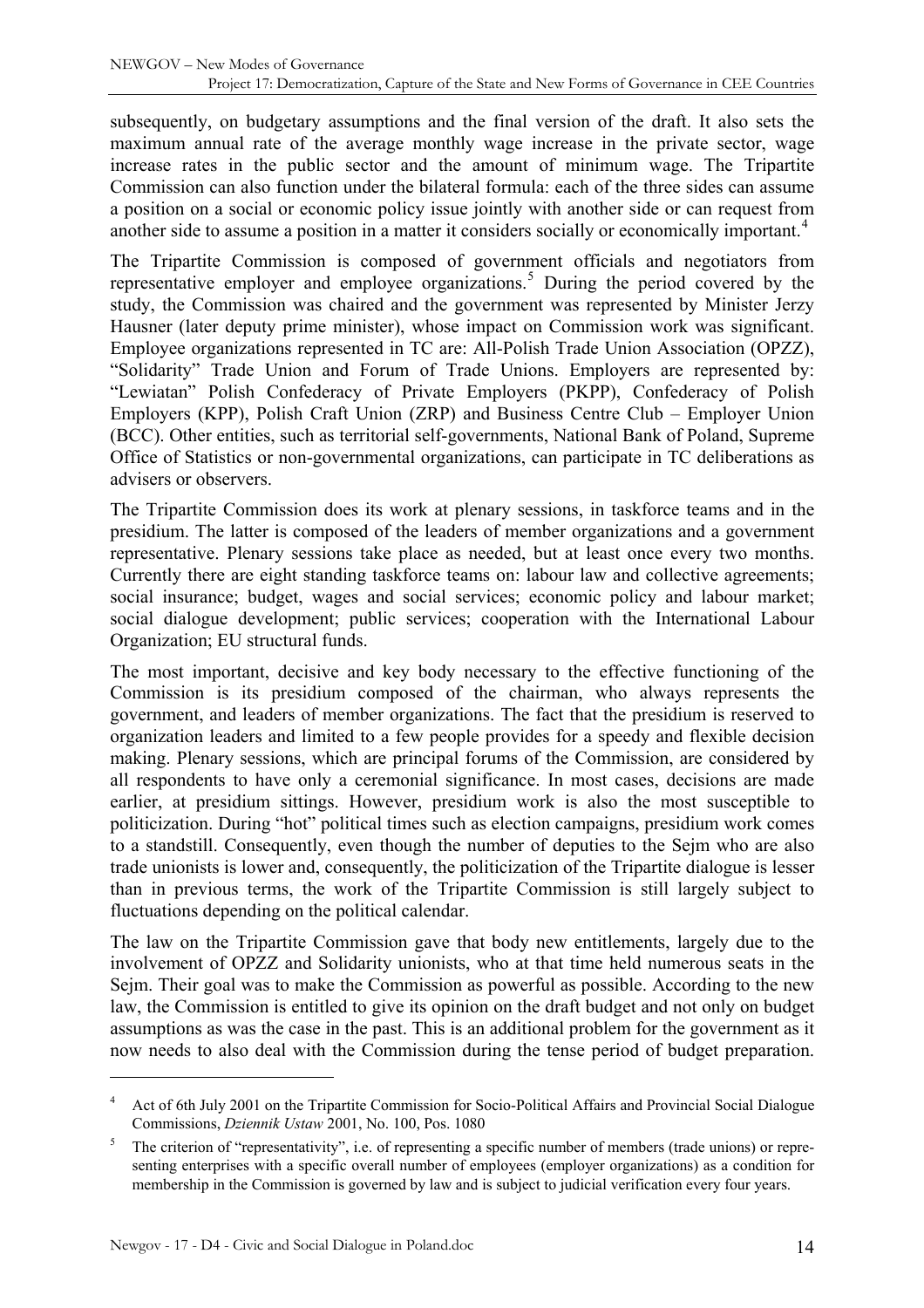subsequently, on budgetary assumptions and the final version of the draft. It also sets the maximum annual rate of the average monthly wage increase in the private sector, wage increase rates in the public sector and the amount of minimum wage. The Tripartite Commission can also function under the bilateral formula: each of the three sides can assume a position on a social or economic policy issue jointly with another side or can request from another side to assume a position in a matter it considers socially or economically important.[4]

The Tripartite Commission is composed of government officials and negotiators from representative employer and employee organizations.[5] During the period covered by the study, the Commission was chaired and the government was represented by Minister Jerzy Hausner (later deputy prime minister), whose impact on Commission work was significant. Employee organizations represented in TC are: All-Polish Trade Union Association (OPZZ), "Solidarity" Trade Union and Forum of Trade Unions. Employers are represented by: "Lewiatan" Polish Confederacy of Private Employers (PKPP), Confederacy of Polish Employers (KPP), Polish Craft Union (ZRP) and Business Centre Club – Employer Union (BCC). Other entities, such as territorial self-governments, National Bank of Poland, Supreme Office of Statistics or non-governmental organizations, can participate in TC deliberations as advisers or observers.

The Tripartite Commission does its work at plenary sessions, in taskforce teams and in the presidium. The latter is composed of the leaders of member organizations and a government representative. Plenary sessions take place as needed, but at least once every two months. Currently there are eight standing taskforce teams on: labour law and collective agreements; social insurance; budget, wages and social services; economic policy and labour market; social dialogue development; public services; cooperation with the International Labour Organization; EU structural funds.

The most important, decisive and key body necessary to the effective functioning of the Commission is its presidium composed of the chairman, who always represents the government, and leaders of member organizations. The fact that the presidium is reserved to organization leaders and limited to a few people provides for a speedy and flexible decision making. Plenary sessions, which are principal forums of the Commission, are considered by all respondents to have only a ceremonial significance. In most cases, decisions are made earlier, at presidium sittings. However, presidium work is also the most susceptible to politicization. During "hot" political times such as election campaigns, presidium work comes to a standstill. Consequently, even though the number of deputies to the Sejm who are also trade unionists is lower and, consequently, the politicization of the Tripartite dialogue is lesser than in previous terms, the work of the Tripartite Commission is still largely subject to fluctuations depending on the political calendar.

The law on the Tripartite Commission gave that body new entitlements, largely due to the involvement of OPZZ and Solidarity unionists, who at that time held numerous seats in the Sejm. Their goal was to make the Commission as powerful as possible. According to the new law, the Commission is entitled to give its opinion on the draft budget and not only on budget assumptions as was the case in the past. This is an additional problem for the government as it now needs to also deal with the Commission during the tense period of budget preparation.

---

[4] Act of 6th July 2001 on the Tripartite Commission for Socio-Political Affairs and Provincial Social Dialogue Commissions, *Dziennik Ustaw* 2001, No. 100, Pos. 1080

[5] The criterion of "representativity", i.e. of representing a specific number of members (trade unions) or representing enterprises with a specific overall number of employees (employer organizations) as a condition for membership in the Commission is governed by law and is subject to judicial verification every four years.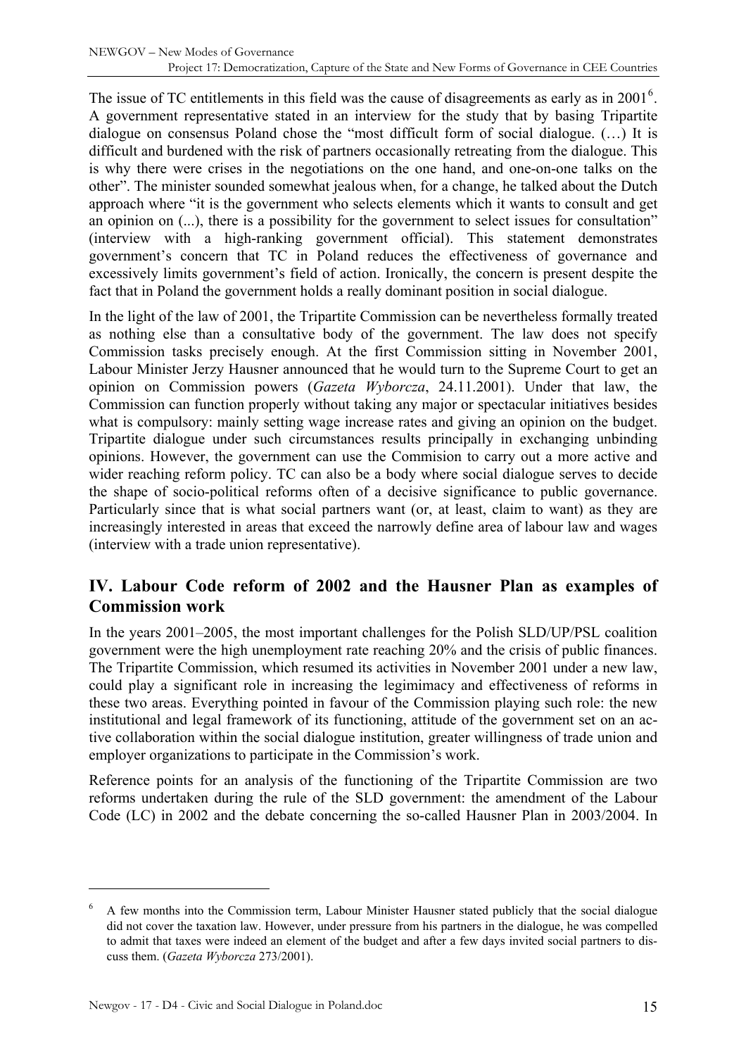The issue of TC entitlements in this field was the cause of disagreements as early as in 2001[6]. A government representative stated in an interview for the study that by basing Tripartite dialogue on consensus Poland chose the "most difficult form of social dialogue. (…) It is difficult and burdened with the risk of partners occasionally retreating from the dialogue. This is why there were crises in the negotiations on the one hand, and one-on-one talks on the other". The minister sounded somewhat jealous when, for a change, he talked about the Dutch approach where "it is the government who selects elements which it wants to consult and get an opinion on (...), there is a possibility for the government to select issues for consultation" (interview with a high-ranking government official). This statement demonstrates government's concern that TC in Poland reduces the effectiveness of governance and excessively limits government's field of action. Ironically, the concern is present despite the fact that in Poland the government holds a really dominant position in social dialogue.

In the light of the law of 2001, the Tripartite Commission can be nevertheless formally treated as nothing else than a consultative body of the government. The law does not specify Commission tasks precisely enough. At the first Commission sitting in November 2001, Labour Minister Jerzy Hausner announced that he would turn to the Supreme Court to get an opinion on Commission powers (*Gazeta Wyborcza*, 24.11.2001). Under that law, the Commission can function properly without taking any major or spectacular initiatives besides what is compulsory: mainly setting wage increase rates and giving an opinion on the budget. Tripartite dialogue under such circumstances results principally in exchanging unbinding opinions. However, the government can use the Commision to carry out a more active and wider reaching reform policy. TC can also be a body where social dialogue serves to decide the shape of socio-political reforms often of a decisive significance to public governance. Particularly since that is what social partners want (or, at least, claim to want) as they are increasingly interested in areas that exceed the narrowly define area of labour law and wages (interview with a trade union representative).

## IV. Labour Code reform of 2002 and the Hausner Plan as examples of Commission work

In the years 2001–2005, the most important challenges for the Polish SLD/UP/PSL coalition government were the high unemployment rate reaching 20% and the crisis of public finances. The Tripartite Commission, which resumed its activities in November 2001 under a new law, could play a significant role in increasing the legimimacy and effectiveness of reforms in these two areas. Everything pointed in favour of the Commission playing such role: the new institutional and legal framework of its functioning, attitude of the government set on an active collaboration within the social dialogue institution, greater willingness of trade union and employer organizations to participate in the Commission's work.

Reference points for an analysis of the functioning of the Tripartite Commission are two reforms undertaken during the rule of the SLD government: the amendment of the Labour Code (LC) in 2002 and the debate concerning the so-called Hausner Plan in 2003/2004. In

---

[6] A few months into the Commission term, Labour Minister Hausner stated publicly that the social dialogue did not cover the taxation law. However, under pressure from his partners in the dialogue, he was compelled to admit that taxes were indeed an element of the budget and after a few days invited social partners to discuss them. (*Gazeta Wyborcza* 273/2001).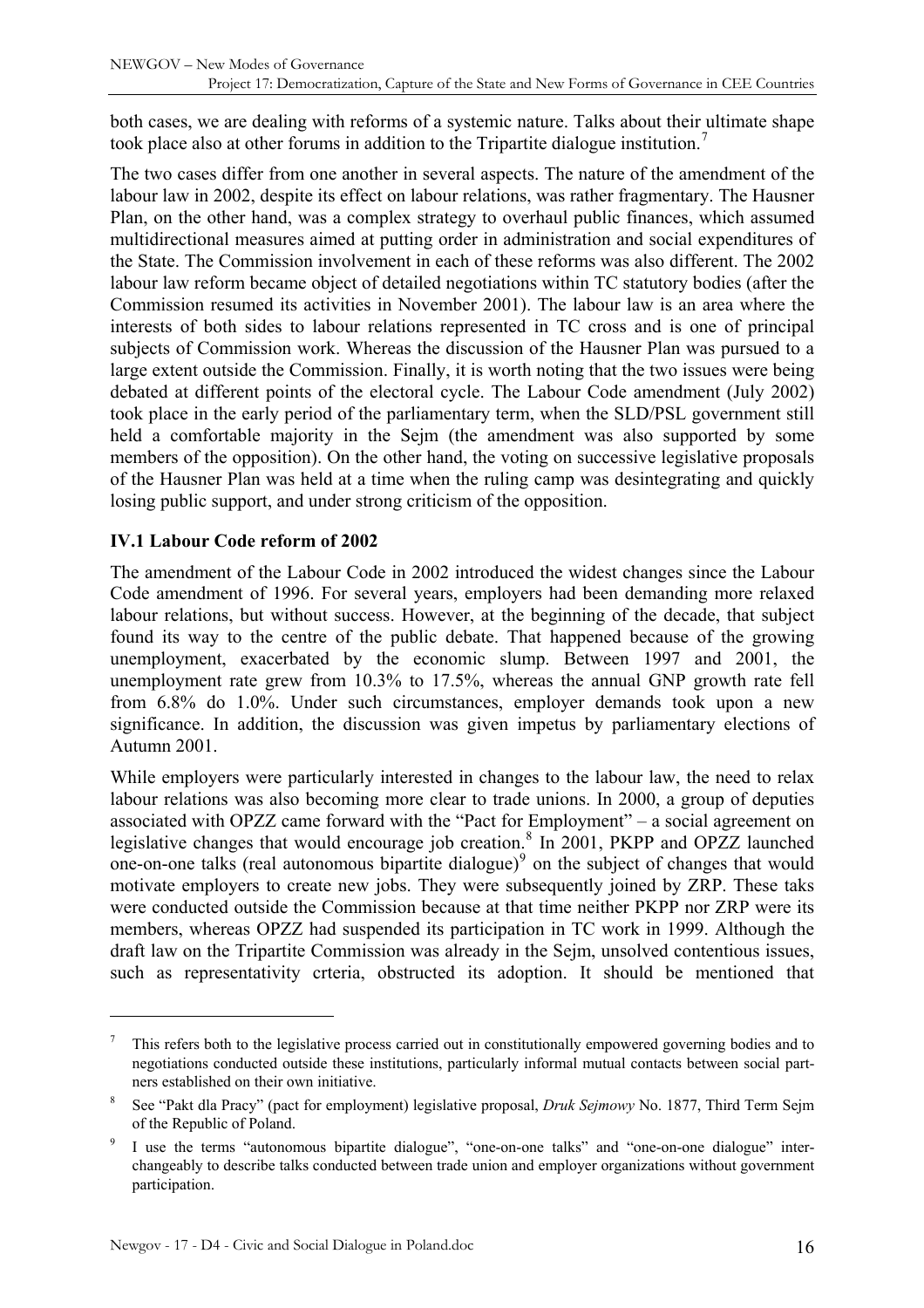both cases, we are dealing with reforms of a systemic nature. Talks about their ultimate shape took place also at other forums in addition to the Tripartite dialogue institution.[7]

The two cases differ from one another in several aspects. The nature of the amendment of the labour law in 2002, despite its effect on labour relations, was rather fragmentary. The Hausner Plan, on the other hand, was a complex strategy to overhaul public finances, which assumed multidirectional measures aimed at putting order in administration and social expenditures of the State. The Commission involvement in each of these reforms was also different. The 2002 labour law reform became object of detailed negotiations within TC statutory bodies (after the Commission resumed its activities in November 2001). The labour law is an area where the interests of both sides to labour relations represented in TC cross and is one of principal subjects of Commission work. Whereas the discussion of the Hausner Plan was pursued to a large extent outside the Commission. Finally, it is worth noting that the two issues were being debated at different points of the electoral cycle. The Labour Code amendment (July 2002) took place in the early period of the parliamentary term, when the SLD/PSL government still held a comfortable majority in the Sejm (the amendment was also supported by some members of the opposition). On the other hand, the voting on successive legislative proposals of the Hausner Plan was held at a time when the ruling camp was desintegrating and quickly losing public support, and under strong criticism of the opposition.

### IV.1 Labour Code reform of 2002

The amendment of the Labour Code in 2002 introduced the widest changes since the Labour Code amendment of 1996. For several years, employers had been demanding more relaxed labour relations, but without success. However, at the beginning of the decade, that subject found its way to the centre of the public debate. That happened because of the growing unemployment, exacerbated by the economic slump. Between 1997 and 2001, the unemployment rate grew from 10.3% to 17.5%, whereas the annual GNP growth rate fell from 6.8% do 1.0%. Under such circumstances, employer demands took upon a new significance. In addition, the discussion was given impetus by parliamentary elections of Autumn 2001.

While employers were particularly interested in changes to the labour law, the need to relax labour relations was also becoming more clear to trade unions. In 2000, a group of deputies associated with OPZZ came forward with the "Pact for Employment" – a social agreement on legislative changes that would encourage job creation.[8] In 2001, PKPP and OPZZ launched one-on-one talks (real autonomous bipartite dialogue)[9] on the subject of changes that would motivate employers to create new jobs. They were subsequently joined by ZRP. These taks were conducted outside the Commission because at that time neither PKPP nor ZRP were its members, whereas OPZZ had suspended its participation in TC work in 1999. Although the draft law on the Tripartite Commission was already in the Sejm, unsolved contentious issues, such as representativity crteria, obstructed its adoption. It should be mentioned that

---

[7] This refers both to the legislative process carried out in constitutionally empowered governing bodies and to negotiations conducted outside these institutions, particularly informal mutual contacts between social partners established on their own initiative.

[8] See "Pakt dla Pracy" (pact for employment) legislative proposal, *Druk Sejmowy* No. 1877, Third Term Sejm of the Republic of Poland.

[9] I use the terms "autonomous bipartite dialogue", "one-on-one talks" and "one-on-one dialogue" interchangeably to describe talks conducted between trade union and employer organizations without government participation.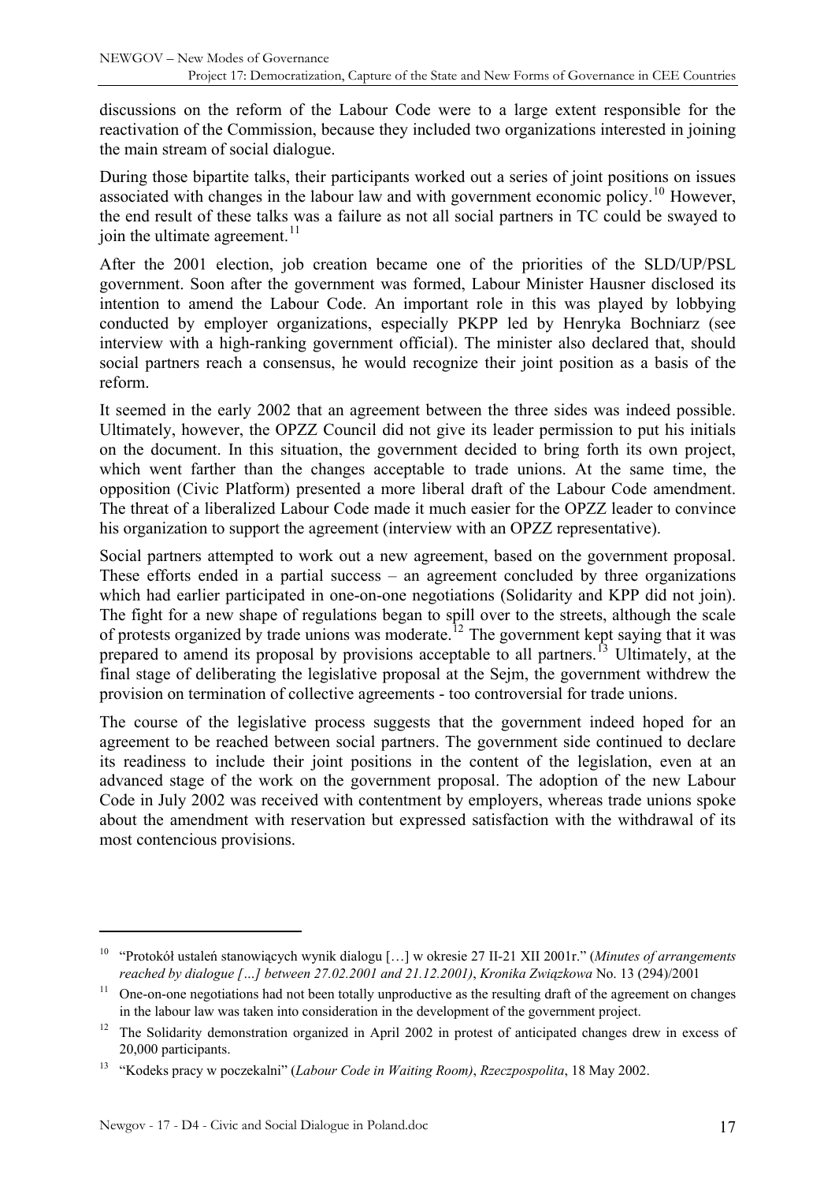discussions on the reform of the Labour Code were to a large extent responsible for the reactivation of the Commission, because they included two organizations interested in joining the main stream of social dialogue.

During those bipartite talks, their participants worked out a series of joint positions on issues associated with changes in the labour law and with government economic policy.[10] However, the end result of these talks was a failure as not all social partners in TC could be swayed to join the ultimate agreement.[11]

After the 2001 election, job creation became one of the priorities of the SLD/UP/PSL government. Soon after the government was formed, Labour Minister Hausner disclosed its intention to amend the Labour Code. An important role in this was played by lobbying conducted by employer organizations, especially PKPP led by Henryka Bochniarz (see interview with a high-ranking government official). The minister also declared that, should social partners reach a consensus, he would recognize their joint position as a basis of the reform.

It seemed in the early 2002 that an agreement between the three sides was indeed possible. Ultimately, however, the OPZZ Council did not give its leader permission to put his initials on the document. In this situation, the government decided to bring forth its own project, which went farther than the changes acceptable to trade unions. At the same time, the opposition (Civic Platform) presented a more liberal draft of the Labour Code amendment. The threat of a liberalized Labour Code made it much easier for the OPZZ leader to convince his organization to support the agreement (interview with an OPZZ representative).

Social partners attempted to work out a new agreement, based on the government proposal. These efforts ended in a partial success – an agreement concluded by three organizations which had earlier participated in one-on-one negotiations (Solidarity and KPP did not join). The fight for a new shape of regulations began to spill over to the streets, although the scale of protests organized by trade unions was moderate.[12] The government kept saying that it was prepared to amend its proposal by provisions acceptable to all partners.[13] Ultimately, at the final stage of deliberating the legislative proposal at the Sejm, the government withdrew the provision on termination of collective agreements - too controversial for trade unions.

The course of the legislative process suggests that the government indeed hoped for an agreement to be reached between social partners. The government side continued to declare its readiness to include their joint positions in the content of the legislation, even at an advanced stage of the work on the government proposal. The adoption of the new Labour Code in July 2002 was received with contentment by employers, whereas trade unions spoke about the amendment with reservation but expressed satisfaction with the withdrawal of its most contencious provisions.

---

[10] "Protokół ustaleń stanowiących wynik dialogu […] w okresie 27 II-21 XII 2001r." (*Minutes of arrangements reached by dialogue […] between 27.02.2001 and 21.12.2001)*, *Kronika Związkowa* No. 13 (294)/2001

[11] One-on-one negotiations had not been totally unproductive as the resulting draft of the agreement on changes in the labour law was taken into consideration in the development of the government project.

[12] The Solidarity demonstration organized in April 2002 in protest of anticipated changes drew in excess of 20,000 participants.

[13] "Kodeks pracy w poczekalni" (*Labour Code in Waiting Room)*, *Rzeczpospolita*, 18 May 2002.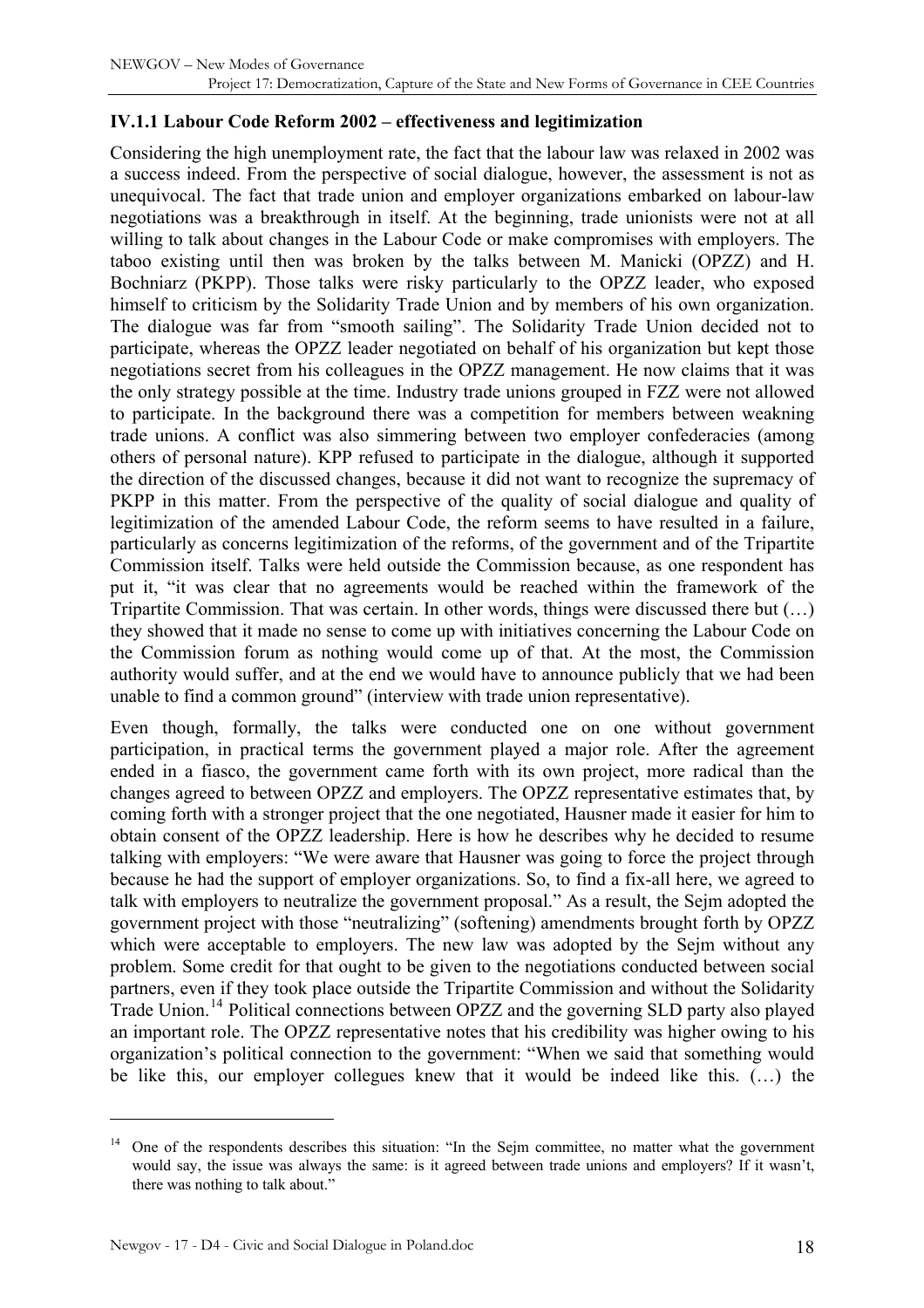### IV.1.1 Labour Code Reform 2002 – effectiveness and legitimization

Considering the high unemployment rate, the fact that the labour law was relaxed in 2002 was a success indeed. From the perspective of social dialogue, however, the assessment is not as unequivocal. The fact that trade union and employer organizations embarked on labour-law negotiations was a breakthrough in itself. At the beginning, trade unionists were not at all willing to talk about changes in the Labour Code or make compromises with employers. The taboo existing until then was broken by the talks between M. Manicki (OPZZ) and H. Bochniarz (PKPP). Those talks were risky particularly to the OPZZ leader, who exposed himself to criticism by the Solidarity Trade Union and by members of his own organization. The dialogue was far from "smooth sailing". The Solidarity Trade Union decided not to participate, whereas the OPZZ leader negotiated on behalf of his organization but kept those negotiations secret from his colleagues in the OPZZ management. He now claims that it was the only strategy possible at the time. Industry trade unions grouped in FZZ were not allowed to participate. In the background there was a competition for members between weakning trade unions. A conflict was also simmering between two employer confederacies (among others of personal nature). KPP refused to participate in the dialogue, although it supported the direction of the discussed changes, because it did not want to recognize the supremacy of PKPP in this matter. From the perspective of the quality of social dialogue and quality of legitimization of the amended Labour Code, the reform seems to have resulted in a failure, particularly as concerns legitimization of the reforms, of the government and of the Tripartite Commission itself. Talks were held outside the Commission because, as one respondent has put it, "it was clear that no agreements would be reached within the framework of the Tripartite Commission. That was certain. In other words, things were discussed there but (…) they showed that it made no sense to come up with initiatives concerning the Labour Code on the Commission forum as nothing would come up of that. At the most, the Commission authority would suffer, and at the end we would have to announce publicly that we had been unable to find a common ground" (interview with trade union representative).

Even though, formally, the talks were conducted one on one without government participation, in practical terms the government played a major role. After the agreement ended in a fiasco, the government came forth with its own project, more radical than the changes agreed to between OPZZ and employers. The OPZZ representative estimates that, by coming forth with a stronger project that the one negotiated, Hausner made it easier for him to obtain consent of the OPZZ leadership. Here is how he describes why he decided to resume talking with employers: "We were aware that Hausner was going to force the project through because he had the support of employer organizations. So, to find a fix-all here, we agreed to talk with employers to neutralize the government proposal." As a result, the Sejm adopted the government project with those "neutralizing" (softening) amendments brought forth by OPZZ which were acceptable to employers. The new law was adopted by the Sejm without any problem. Some credit for that ought to be given to the negotiations conducted between social partners, even if they took place outside the Tripartite Commission and without the Solidarity Trade Union.[14] Political connections between OPZZ and the governing SLD party also played an important role. The OPZZ representative notes that his credibility was higher owing to his organization's political connection to the government: "When we said that something would be like this, our employer collegues knew that it would be indeed like this. (…) the

---

[14] One of the respondents describes this situation: "In the Sejm committee, no matter what the government would say, the issue was always the same: is it agreed between trade unions and employers? If it wasn't, there was nothing to talk about."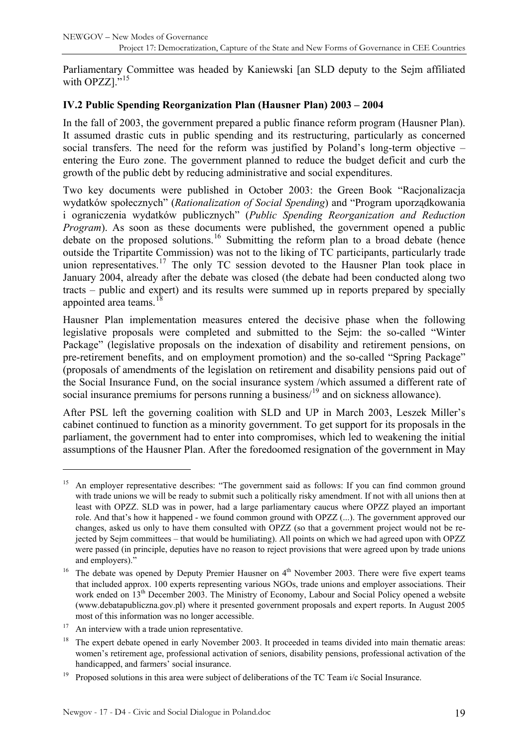Parliamentary Committee was headed by Kaniewski [an SLD deputy to the Sejm affiliated with OPZZ]."[15]

### IV.2 Public Spending Reorganization Plan (Hausner Plan) 2003 – 2004

In the fall of 2003, the government prepared a public finance reform program (Hausner Plan). It assumed drastic cuts in public spending and its restructuring, particularly as concerned social transfers. The need for the reform was justified by Poland's long-term objective – entering the Euro zone. The government planned to reduce the budget deficit and curb the growth of the public debt by reducing administrative and social expenditures.

Two key documents were published in October 2003: the Green Book "Racjonalizacja wydatków społecznych" (*Rationalization of Social Spending*) and "Program uporządkowania i ograniczenia wydatków publicznych" (*Public Spending Reorganization and Reduction Program*). As soon as these documents were published, the government opened a public debate on the proposed solutions.[16] Submitting the reform plan to a broad debate (hence outside the Tripartite Commission) was not to the liking of TC participants, particularly trade union representatives.[17] The only TC session devoted to the Hausner Plan took place in January 2004, already after the debate was closed (the debate had been conducted along two tracts – public and expert) and its results were summed up in reports prepared by specially appointed area teams.[18]

Hausner Plan implementation measures entered the decisive phase when the following legislative proposals were completed and submitted to the Sejm: the so-called "Winter Package" (legislative proposals on the indexation of disability and retirement pensions, on pre-retirement benefits, and on employment promotion) and the so-called "Spring Package" (proposals of amendments of the legislation on retirement and disability pensions paid out of the Social Insurance Fund, on the social insurance system /which assumed a different rate of social insurance premiums for persons running a business/[19] and on sickness allowance).

After PSL left the governing coalition with SLD and UP in March 2003, Leszek Miller's cabinet continued to function as a minority government. To get support for its proposals in the parliament, the government had to enter into compromises, which led to weakening the initial assumptions of the Hausner Plan. After the foredoomed resignation of the government in May

---

[15] An employer representative describes: "The government said as follows: If you can find common ground with trade unions we will be ready to submit such a politically risky amendment. If not with all unions then at least with OPZZ. SLD was in power, had a large parliamentary caucus where OPZZ played an important role. And that's how it happened - we found common ground with OPZZ (...). The government approved our changes, asked us only to have them consulted with OPZZ (so that a government project would not be rejected by Sejm committees – that would be humiliating). All points on which we had agreed upon with OPZZ were passed (in principle, deputies have no reason to reject provisions that were agreed upon by trade unions and employers)."

[16] The debate was opened by Deputy Premier Hausner on 4th November 2003. There were five expert teams that included approx. 100 experts representing various NGOs, trade unions and employer associations. Their work ended on 13th December 2003. The Ministry of Economy, Labour and Social Policy opened a website (www.debatapubliczna.gov.pl) where it presented government proposals and expert reports. In August 2005 most of this information was no longer accessible.

[17] An interview with a trade union representative.

[18] The expert debate opened in early November 2003. It proceeded in teams divided into main thematic areas: women's retirement age, professional activation of seniors, disability pensions, professional activation of the handicapped, and farmers' social insurance.

[19] Proposed solutions in this area were subject of deliberations of the TC Team i/c Social Insurance.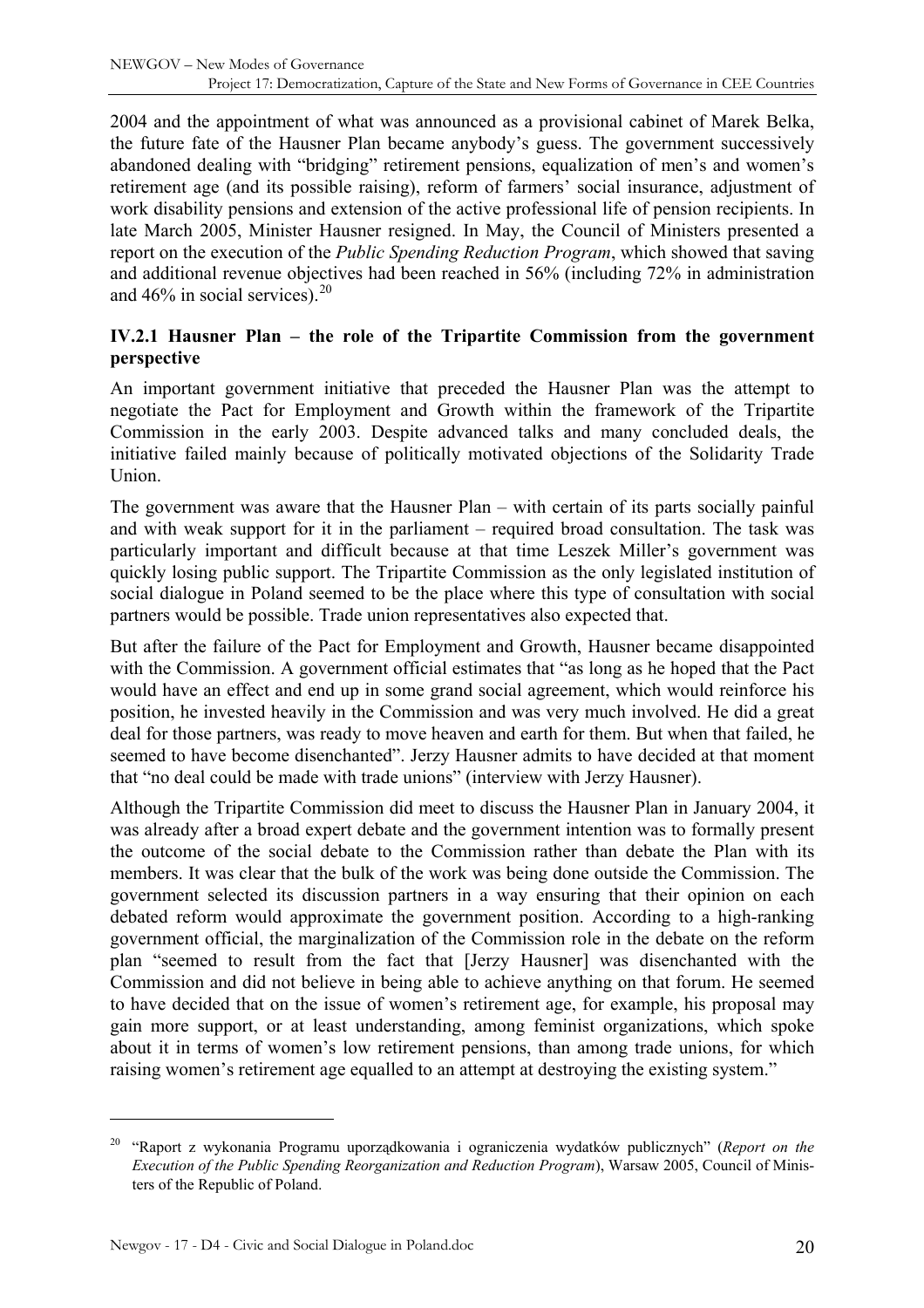2004 and the appointment of what was announced as a provisional cabinet of Marek Belka, the future fate of the Hausner Plan became anybody's guess. The government successively abandoned dealing with "bridging" retirement pensions, equalization of men's and women's retirement age (and its possible raising), reform of farmers' social insurance, adjustment of work disability pensions and extension of the active professional life of pension recipients. In late March 2005, Minister Hausner resigned. In May, the Council of Ministers presented a report on the execution of the *Public Spending Reduction Program*, which showed that saving and additional revenue objectives had been reached in 56% (including 72% in administration and 46% in social services).[20]

### IV.2.1 Hausner Plan – the role of the Tripartite Commission from the government perspective

An important government initiative that preceded the Hausner Plan was the attempt to negotiate the Pact for Employment and Growth within the framework of the Tripartite Commission in the early 2003. Despite advanced talks and many concluded deals, the initiative failed mainly because of politically motivated objections of the Solidarity Trade Union.

The government was aware that the Hausner Plan – with certain of its parts socially painful and with weak support for it in the parliament – required broad consultation. The task was particularly important and difficult because at that time Leszek Miller's government was quickly losing public support. The Tripartite Commission as the only legislated institution of social dialogue in Poland seemed to be the place where this type of consultation with social partners would be possible. Trade union representatives also expected that.

But after the failure of the Pact for Employment and Growth, Hausner became disappointed with the Commission. A government official estimates that "as long as he hoped that the Pact would have an effect and end up in some grand social agreement, which would reinforce his position, he invested heavily in the Commission and was very much involved. He did a great deal for those partners, was ready to move heaven and earth for them. But when that failed, he seemed to have become disenchanted". Jerzy Hausner admits to have decided at that moment that "no deal could be made with trade unions" (interview with Jerzy Hausner).

Although the Tripartite Commission did meet to discuss the Hausner Plan in January 2004, it was already after a broad expert debate and the government intention was to formally present the outcome of the social debate to the Commission rather than debate the Plan with its members. It was clear that the bulk of the work was being done outside the Commission. The government selected its discussion partners in a way ensuring that their opinion on each debated reform would approximate the government position. According to a high-ranking government official, the marginalization of the Commission role in the debate on the reform plan "seemed to result from the fact that [Jerzy Hausner] was disenchanted with the Commission and did not believe in being able to achieve anything on that forum. He seemed to have decided that on the issue of women's retirement age, for example, his proposal may gain more support, or at least understanding, among feminist organizations, which spoke about it in terms of women's low retirement pensions, than among trade unions, for which raising women's retirement age equalled to an attempt at destroying the existing system."

---

[20] "Raport z wykonania Programu uporządkowania i ograniczenia wydatków publicznych" (*Report on the Execution of the Public Spending Reorganization and Reduction Program*), Warsaw 2005, Council of Ministers of the Republic of Poland.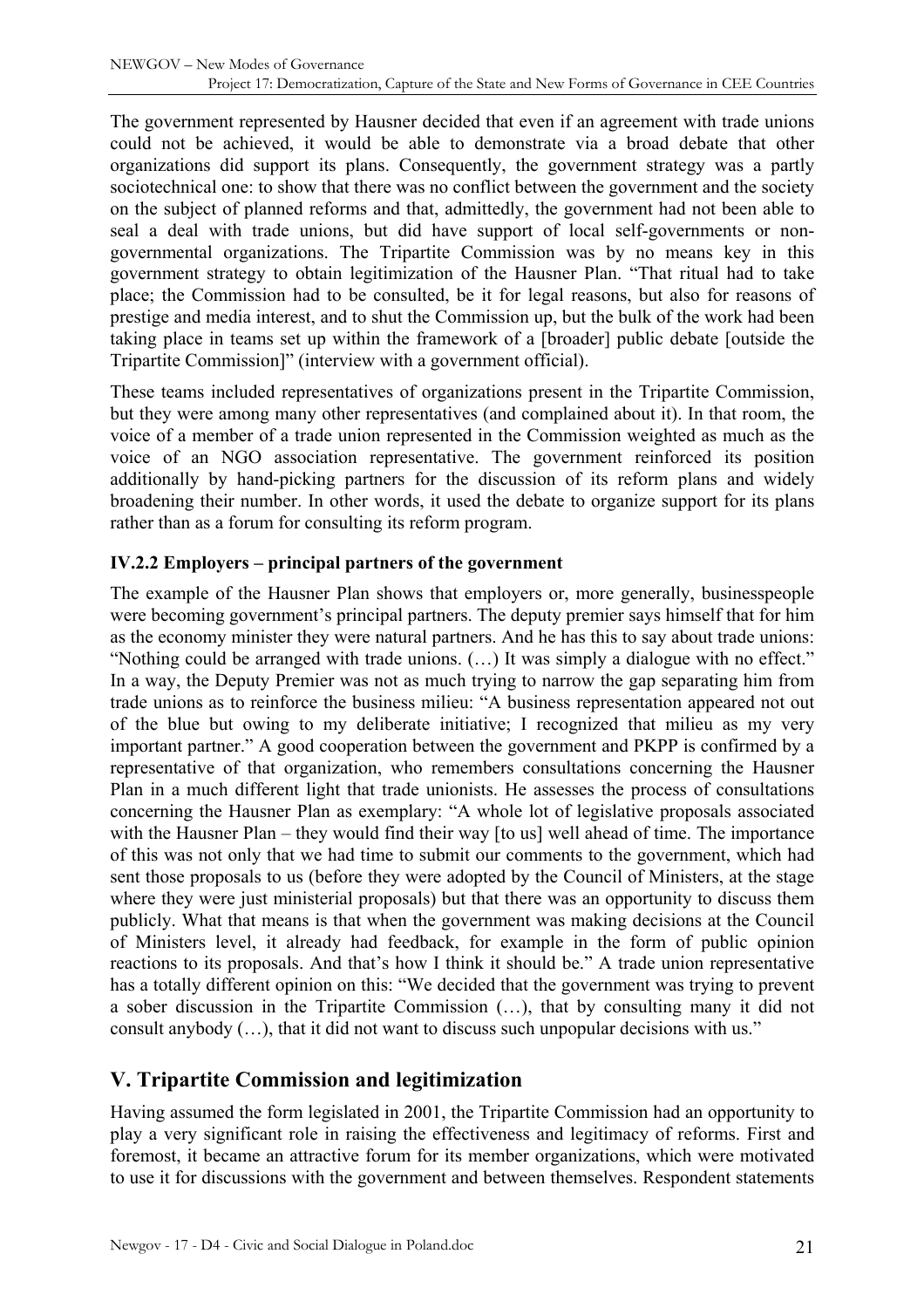The government represented by Hausner decided that even if an agreement with trade unions could not be achieved, it would be able to demonstrate via a broad debate that other organizations did support its plans. Consequently, the government strategy was a partly sociotechnical one: to show that there was no conflict between the government and the society on the subject of planned reforms and that, admittedly, the government had not been able to seal a deal with trade unions, but did have support of local self-governments or non-governmental organizations. The Tripartite Commission was by no means key in this government strategy to obtain legitimization of the Hausner Plan. "That ritual had to take place; the Commission had to be consulted, be it for legal reasons, but also for reasons of prestige and media interest, and to shut the Commission up, but the bulk of the work had been taking place in teams set up within the framework of a [broader] public debate [outside the Tripartite Commission]" (interview with a government official).

These teams included representatives of organizations present in the Tripartite Commission, but they were among many other representatives (and complained about it). In that room, the voice of a member of a trade union represented in the Commission weighted as much as the voice of an NGO association representative. The government reinforced its position additionally by hand-picking partners for the discussion of its reform plans and widely broadening their number. In other words, it used the debate to organize support for its plans rather than as a forum for consulting its reform program.

### IV.2.2 Employers – principal partners of the government

The example of the Hausner Plan shows that employers or, more generally, businesspeople were becoming government's principal partners. The deputy premier says himself that for him as the economy minister they were natural partners. And he has this to say about trade unions: "Nothing could be arranged with trade unions. (…) It was simply a dialogue with no effect." In a way, the Deputy Premier was not as much trying to narrow the gap separating him from trade unions as to reinforce the business milieu: "A business representation appeared not out of the blue but owing to my deliberate initiative; I recognized that milieu as my very important partner." A good cooperation between the government and PKPP is confirmed by a representative of that organization, who remembers consultations concerning the Hausner Plan in a much different light that trade unionists. He assesses the process of consultations concerning the Hausner Plan as exemplary: "A whole lot of legislative proposals associated with the Hausner Plan – they would find their way [to us] well ahead of time. The importance of this was not only that we had time to submit our comments to the government, which had sent those proposals to us (before they were adopted by the Council of Ministers, at the stage where they were just ministerial proposals) but that there was an opportunity to discuss them publicly. What that means is that when the government was making decisions at the Council of Ministers level, it already had feedback, for example in the form of public opinion reactions to its proposals. And that's how I think it should be." A trade union representative has a totally different opinion on this: "We decided that the government was trying to prevent a sober discussion in the Tripartite Commission (…), that by consulting many it did not consult anybody (…), that it did not want to discuss such unpopular decisions with us."

## V. Tripartite Commission and legitimization

Having assumed the form legislated in 2001, the Tripartite Commission had an opportunity to play a very significant role in raising the effectiveness and legitimacy of reforms. First and foremost, it became an attractive forum for its member organizations, which were motivated to use it for discussions with the government and between themselves. Respondent statements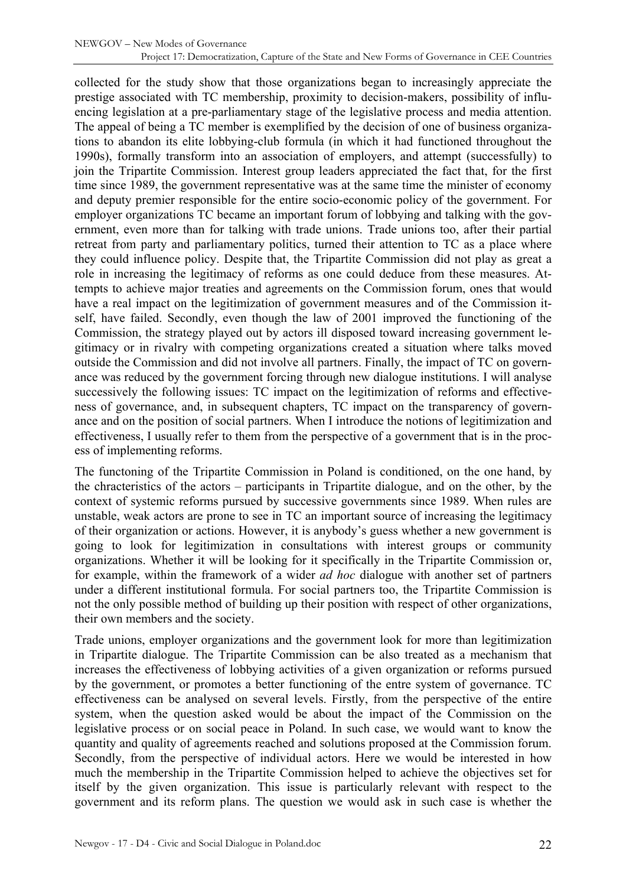collected for the study show that those organizations began to increasingly appreciate the prestige associated with TC membership, proximity to decision-makers, possibility of influencing legislation at a pre-parliamentary stage of the legislative process and media attention. The appeal of being a TC member is exemplified by the decision of one of business organizations to abandon its elite lobbying-club formula (in which it had functioned throughout the 1990s), formally transform into an association of employers, and attempt (successfully) to join the Tripartite Commission. Interest group leaders appreciated the fact that, for the first time since 1989, the government representative was at the same time the minister of economy and deputy premier responsible for the entire socio-economic policy of the government. For employer organizations TC became an important forum of lobbying and talking with the government, even more than for talking with trade unions. Trade unions too, after their partial retreat from party and parliamentary politics, turned their attention to TC as a place where they could influence policy. Despite that, the Tripartite Commission did not play as great a role in increasing the legitimacy of reforms as one could deduce from these measures. Attempts to achieve major treaties and agreements on the Commission forum, ones that would have a real impact on the legitimization of government measures and of the Commission itself, have failed. Secondly, even though the law of 2001 improved the functioning of the Commission, the strategy played out by actors ill disposed toward increasing government legitimacy or in rivalry with competing organizations created a situation where talks moved outside the Commission and did not involve all partners. Finally, the impact of TC on governance was reduced by the government forcing through new dialogue institutions. I will analyse successively the following issues: TC impact on the legitimization of reforms and effectiveness of governance, and, in subsequent chapters, TC impact on the transparency of governance and on the position of social partners. When I introduce the notions of legitimization and effectiveness, I usually refer to them from the perspective of a government that is in the process of implementing reforms.

The functoning of the Tripartite Commission in Poland is conditioned, on the one hand, by the chracteristics of the actors – participants in Tripartite dialogue, and on the other, by the context of systemic reforms pursued by successive governments since 1989. When rules are unstable, weak actors are prone to see in TC an important source of increasing the legitimacy of their organization or actions. However, it is anybody's guess whether a new government is going to look for legitimization in consultations with interest groups or community organizations. Whether it will be looking for it specifically in the Tripartite Commission or, for example, within the framework of a wider *ad hoc* dialogue with another set of partners under a different institutional formula. For social partners too, the Tripartite Commission is not the only possible method of building up their position with respect of other organizations, their own members and the society.

Trade unions, employer organizations and the government look for more than legitimization in Tripartite dialogue. The Tripartite Commission can be also treated as a mechanism that increases the effectiveness of lobbying activities of a given organization or reforms pursued by the government, or promotes a better functioning of the entre system of governance. TC effectiveness can be analysed on several levels. Firstly, from the perspective of the entire system, when the question asked would be about the impact of the Commission on the legislative process or on social peace in Poland. In such case, we would want to know the quantity and quality of agreements reached and solutions proposed at the Commission forum. Secondly, from the perspective of individual actors. Here we would be interested in how much the membership in the Tripartite Commission helped to achieve the objectives set for itself by the given organization. This issue is particularly relevant with respect to the government and its reform plans. The question we would ask in such case is whether the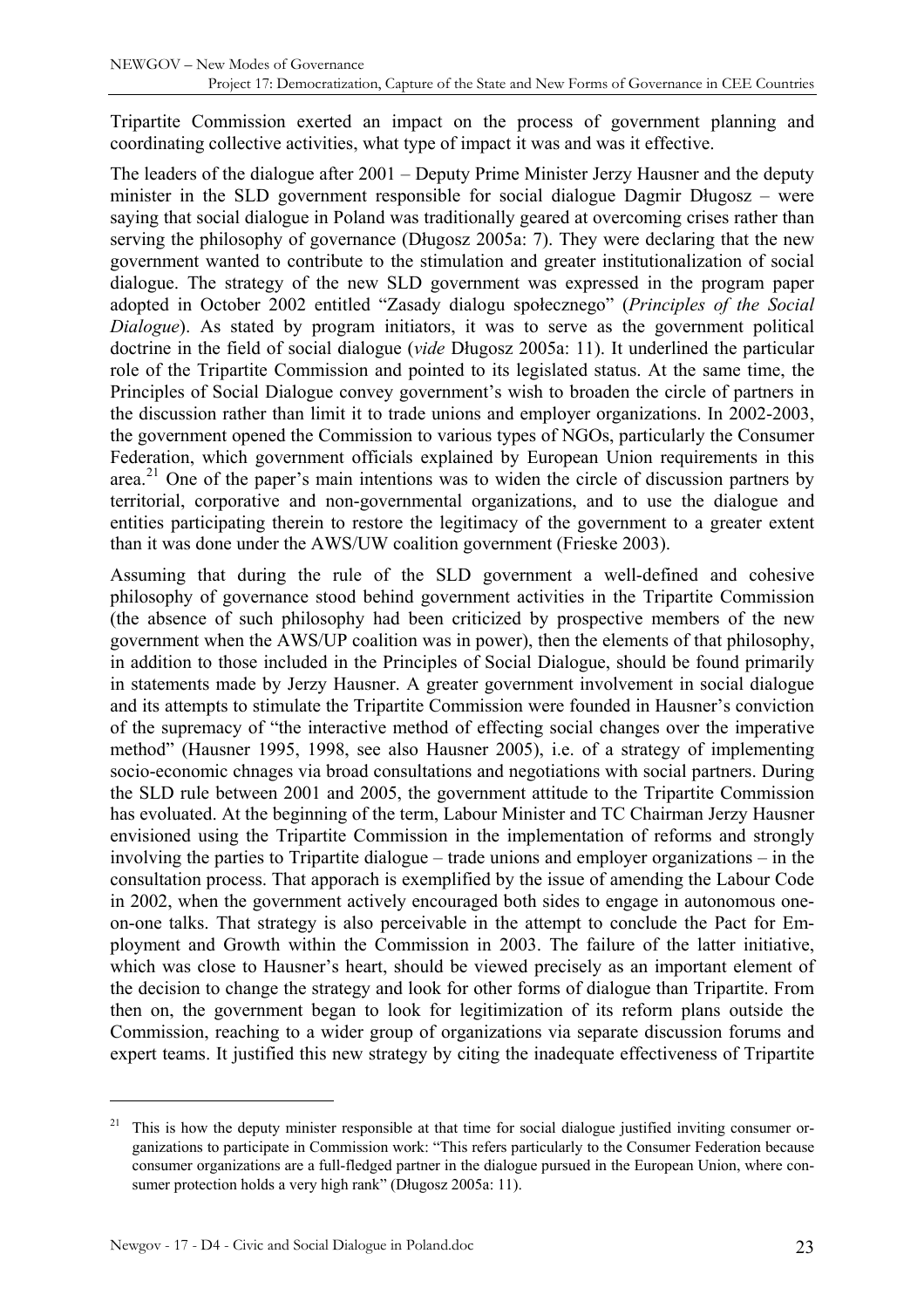Tripartite Commission exerted an impact on the process of government planning and coordinating collective activities, what type of impact it was and was it effective.

The leaders of the dialogue after 2001 – Deputy Prime Minister Jerzy Hausner and the deputy minister in the SLD government responsible for social dialogue Dagmir Długosz – were saying that social dialogue in Poland was traditionally geared at overcoming crises rather than serving the philosophy of governance (Długosz 2005a: 7). They were declaring that the new government wanted to contribute to the stimulation and greater institutionalization of social dialogue. The strategy of the new SLD government was expressed in the program paper adopted in October 2002 entitled "Zasady dialogu społecznego" (*Principles of the Social Dialogue*). As stated by program initiators, it was to serve as the government political doctrine in the field of social dialogue (*vide* Długosz 2005a: 11). It underlined the particular role of the Tripartite Commission and pointed to its legislated status. At the same time, the Principles of Social Dialogue convey government's wish to broaden the circle of partners in the discussion rather than limit it to trade unions and employer organizations. In 2002-2003, the government opened the Commission to various types of NGOs, particularly the Consumer Federation, which government officials explained by European Union requirements in this area.[21] One of the paper's main intentions was to widen the circle of discussion partners by territorial, corporative and non-governmental organizations, and to use the dialogue and entities participating therein to restore the legitimacy of the government to a greater extent than it was done under the AWS/UW coalition government (Frieske 2003).

Assuming that during the rule of the SLD government a well-defined and cohesive philosophy of governance stood behind government activities in the Tripartite Commission (the absence of such philosophy had been criticized by prospective members of the new government when the AWS/UP coalition was in power), then the elements of that philosophy, in addition to those included in the Principles of Social Dialogue, should be found primarily in statements made by Jerzy Hausner. A greater government involvement in social dialogue and its attempts to stimulate the Tripartite Commission were founded in Hausner's conviction of the supremacy of "the interactive method of effecting social changes over the imperative method" (Hausner 1995, 1998, see also Hausner 2005), i.e. of a strategy of implementing socio-economic chnages via broad consultations and negotiations with social partners. During the SLD rule between 2001 and 2005, the government attitude to the Tripartite Commission has evoluated. At the beginning of the term, Labour Minister and TC Chairman Jerzy Hausner envisioned using the Tripartite Commission in the implementation of reforms and strongly involving the parties to Tripartite dialogue – trade unions and employer organizations – in the consultation process. That apporach is exemplified by the issue of amending the Labour Code in 2002, when the government actively encouraged both sides to engage in autonomous one-on-one talks. That strategy is also perceivable in the attempt to conclude the Pact for Employment and Growth within the Commission in 2003. The failure of the latter initiative, which was close to Hausner's heart, should be viewed precisely as an important element of the decision to change the strategy and look for other forms of dialogue than Tripartite. From then on, the government began to look for legitimization of its reform plans outside the Commission, reaching to a wider group of organizations via separate discussion forums and expert teams. It justified this new strategy by citing the inadequate effectiveness of Tripartite

[21] This is how the deputy minister responsible at that time for social dialogue justified inviting consumer organizations to participate in Commission work: "This refers particularly to the Consumer Federation because consumer organizations are a full-fledged partner in the dialogue pursued in the European Union, where consumer protection holds a very high rank" (Długosz 2005a: 11).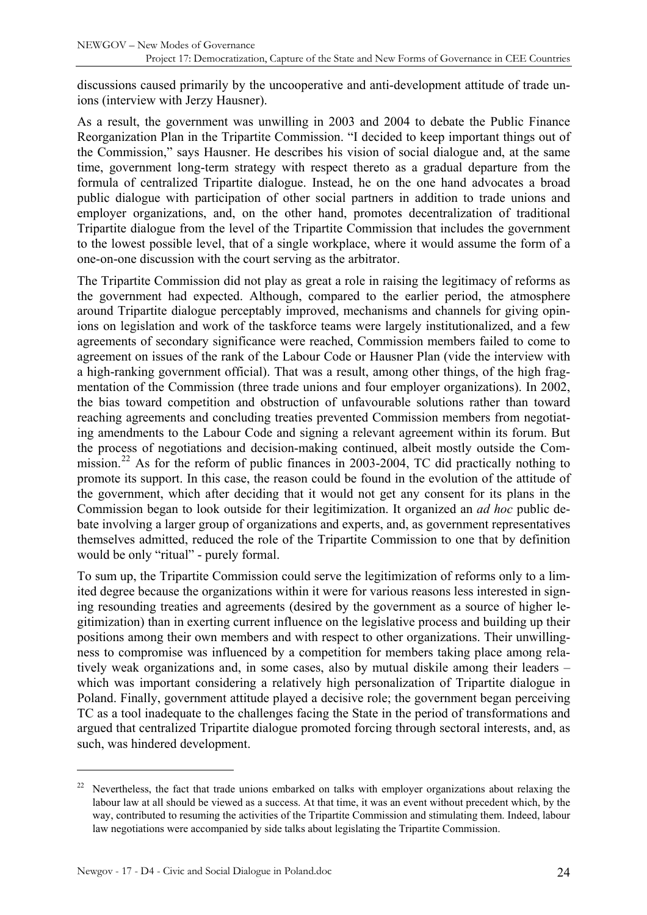discussions caused primarily by the uncooperative and anti-development attitude of trade unions (interview with Jerzy Hausner).

As a result, the government was unwilling in 2003 and 2004 to debate the Public Finance Reorganization Plan in the Tripartite Commission. "I decided to keep important things out of the Commission," says Hausner. He describes his vision of social dialogue and, at the same time, government long-term strategy with respect thereto as a gradual departure from the formula of centralized Tripartite dialogue. Instead, he on the one hand advocates a broad public dialogue with participation of other social partners in addition to trade unions and employer organizations, and, on the other hand, promotes decentralization of traditional Tripartite dialogue from the level of the Tripartite Commission that includes the government to the lowest possible level, that of a single workplace, where it would assume the form of a one-on-one discussion with the court serving as the arbitrator.

The Tripartite Commission did not play as great a role in raising the legitimacy of reforms as the government had expected. Although, compared to the earlier period, the atmosphere around Tripartite dialogue perceptably improved, mechanisms and channels for giving opinions on legislation and work of the taskforce teams were largely institutionalized, and a few agreements of secondary significance were reached, Commission members failed to come to agreement on issues of the rank of the Labour Code or Hausner Plan (vide the interview with a high-ranking government official). That was a result, among other things, of the high fragmentation of the Commission (three trade unions and four employer organizations). In 2002, the bias toward competition and obstruction of unfavourable solutions rather than toward reaching agreements and concluding treaties prevented Commission members from negotiating amendments to the Labour Code and signing a relevant agreement within its forum. But the process of negotiations and decision-making continued, albeit mostly outside the Commission.[22] As for the reform of public finances in 2003-2004, TC did practically nothing to promote its support. In this case, the reason could be found in the evolution of the attitude of the government, which after deciding that it would not get any consent for its plans in the Commission began to look outside for their legitimization. It organized an *ad hoc* public debate involving a larger group of organizations and experts, and, as government representatives themselves admitted, reduced the role of the Tripartite Commission to one that by definition would be only "ritual" - purely formal.

To sum up, the Tripartite Commission could serve the legitimization of reforms only to a limited degree because the organizations within it were for various reasons less interested in signing resounding treaties and agreements (desired by the government as a source of higher legitimization) than in exerting current influence on the legislative process and building up their positions among their own members and with respect to other organizations. Their unwillingness to compromise was influenced by a competition for members taking place among relatively weak organizations and, in some cases, also by mutual diskile among their leaders – which was important considering a relatively high personalization of Tripartite dialogue in Poland. Finally, government attitude played a decisive role; the government began perceiving TC as a tool inadequate to the challenges facing the State in the period of transformations and argued that centralized Tripartite dialogue promoted forcing through sectoral interests, and, as such, was hindered development.

---

[22] Nevertheless, the fact that trade unions embarked on talks with employer organizations about relaxing the labour law at all should be viewed as a success. At that time, it was an event without precedent which, by the way, contributed to resuming the activities of the Tripartite Commission and stimulating them. Indeed, labour law negotiations were accompanied by side talks about legislating the Tripartite Commission.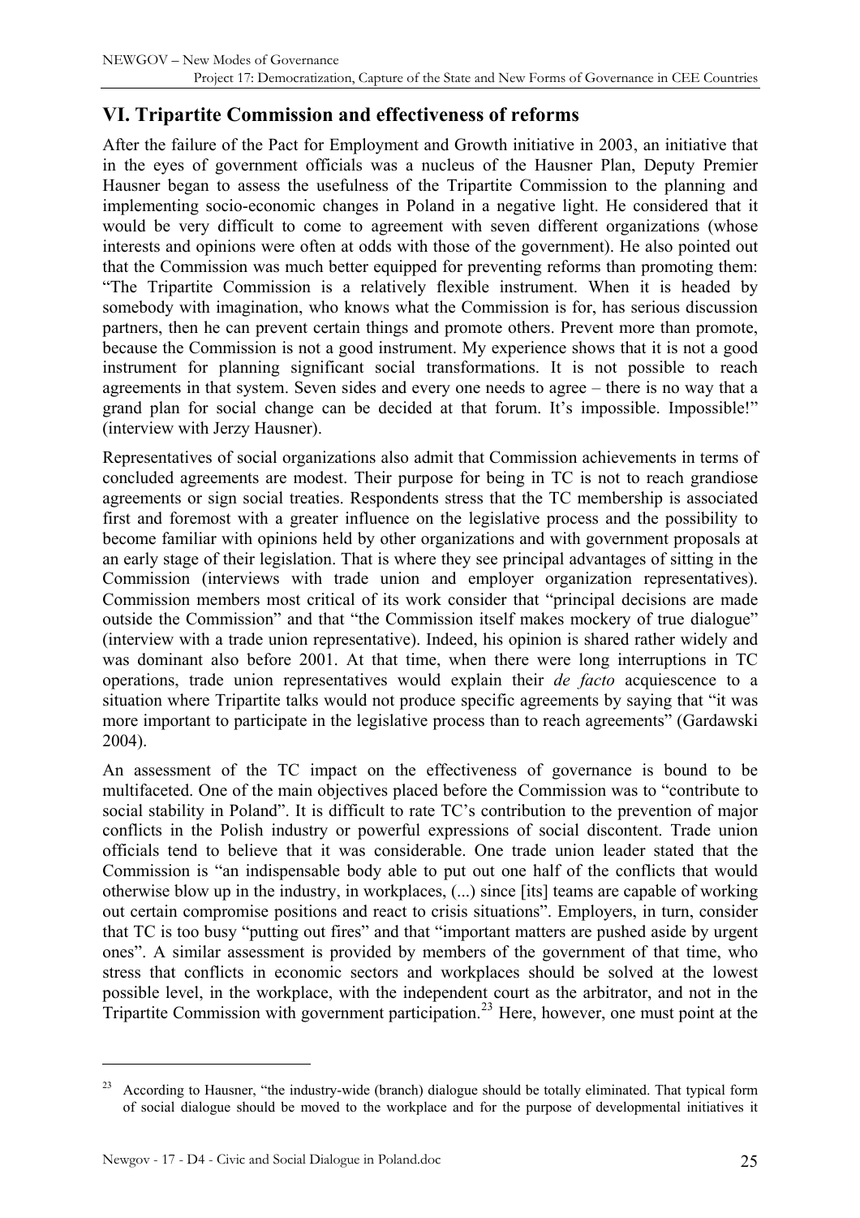## VI. Tripartite Commission and effectiveness of reforms

After the failure of the Pact for Employment and Growth initiative in 2003, an initiative that in the eyes of government officials was a nucleus of the Hausner Plan, Deputy Premier Hausner began to assess the usefulness of the Tripartite Commission to the planning and implementing socio-economic changes in Poland in a negative light. He considered that it would be very difficult to come to agreement with seven different organizations (whose interests and opinions were often at odds with those of the government). He also pointed out that the Commission was much better equipped for preventing reforms than promoting them: "The Tripartite Commission is a relatively flexible instrument. When it is headed by somebody with imagination, who knows what the Commission is for, has serious discussion partners, then he can prevent certain things and promote others. Prevent more than promote, because the Commission is not a good instrument. My experience shows that it is not a good instrument for planning significant social transformations. It is not possible to reach agreements in that system. Seven sides and every one needs to agree – there is no way that a grand plan for social change can be decided at that forum. It's impossible. Impossible!" (interview with Jerzy Hausner).

Representatives of social organizations also admit that Commission achievements in terms of concluded agreements are modest. Their purpose for being in TC is not to reach grandiose agreements or sign social treaties. Respondents stress that the TC membership is associated first and foremost with a greater influence on the legislative process and the possibility to become familiar with opinions held by other organizations and with government proposals at an early stage of their legislation. That is where they see principal advantages of sitting in the Commission (interviews with trade union and employer organization representatives). Commission members most critical of its work consider that "principal decisions are made outside the Commission" and that "the Commission itself makes mockery of true dialogue" (interview with a trade union representative). Indeed, his opinion is shared rather widely and was dominant also before 2001. At that time, when there were long interruptions in TC operations, trade union representatives would explain their *de facto* acquiescence to a situation where Tripartite talks would not produce specific agreements by saying that "it was more important to participate in the legislative process than to reach agreements" (Gardawski 2004).

An assessment of the TC impact on the effectiveness of governance is bound to be multifaceted. One of the main objectives placed before the Commission was to "contribute to social stability in Poland". It is difficult to rate TC's contribution to the prevention of major conflicts in the Polish industry or powerful expressions of social discontent. Trade union officials tend to believe that it was considerable. One trade union leader stated that the Commission is "an indispensable body able to put out one half of the conflicts that would otherwise blow up in the industry, in workplaces, (...) since [its] teams are capable of working out certain compromise positions and react to crisis situations". Employers, in turn, consider that TC is too busy "putting out fires" and that "important matters are pushed aside by urgent ones". A similar assessment is provided by members of the government of that time, who stress that conflicts in economic sectors and workplaces should be solved at the lowest possible level, in the workplace, with the independent court as the arbitrator, and not in the Tripartite Commission with government participation.[23] Here, however, one must point at the

[23] According to Hausner, "the industry-wide (branch) dialogue should be totally eliminated. That typical form of social dialogue should be moved to the workplace and for the purpose of developmental initiatives it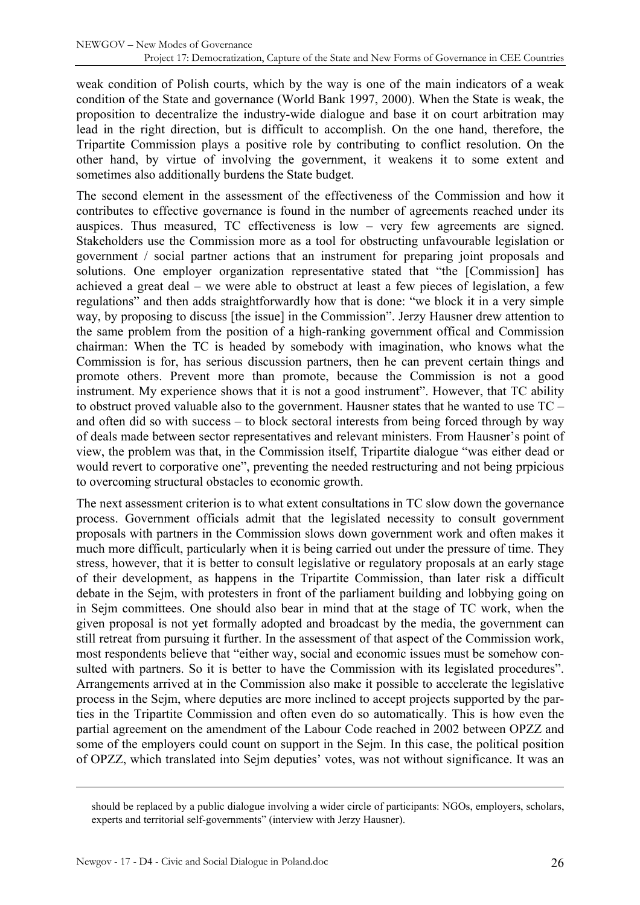weak condition of Polish courts, which by the way is one of the main indicators of a weak condition of the State and governance (World Bank 1997, 2000). When the State is weak, the proposition to decentralize the industry-wide dialogue and base it on court arbitration may lead in the right direction, but is difficult to accomplish. On the one hand, therefore, the Tripartite Commission plays a positive role by contributing to conflict resolution. On the other hand, by virtue of involving the government, it weakens it to some extent and sometimes also additionally burdens the State budget.

The second element in the assessment of the effectiveness of the Commission and how it contributes to effective governance is found in the number of agreements reached under its auspices. Thus measured, TC effectiveness is low – very few agreements are signed. Stakeholders use the Commission more as a tool for obstructing unfavourable legislation or government / social partner actions that an instrument for preparing joint proposals and solutions. One employer organization representative stated that "the [Commission] has achieved a great deal – we were able to obstruct at least a few pieces of legislation, a few regulations" and then adds straightforwardly how that is done: "we block it in a very simple way, by proposing to discuss [the issue] in the Commission". Jerzy Hausner drew attention to the same problem from the position of a high-ranking government offical and Commission chairman: When the TC is headed by somebody with imagination, who knows what the Commission is for, has serious discussion partners, then he can prevent certain things and promote others. Prevent more than promote, because the Commission is not a good instrument. My experience shows that it is not a good instrument". However, that TC ability to obstruct proved valuable also to the government. Hausner states that he wanted to use TC – and often did so with success – to block sectoral interests from being forced through by way of deals made between sector representatives and relevant ministers. From Hausner's point of view, the problem was that, in the Commission itself, Tripartite dialogue "was either dead or would revert to corporative one", preventing the needed restructuring and not being prpicious to overcoming structural obstacles to economic growth.

The next assessment criterion is to what extent consultations in TC slow down the governance process. Government officials admit that the legislated necessity to consult government proposals with partners in the Commission slows down government work and often makes it much more difficult, particularly when it is being carried out under the pressure of time. They stress, however, that it is better to consult legislative or regulatory proposals at an early stage of their development, as happens in the Tripartite Commission, than later risk a difficult debate in the Sejm, with protesters in front of the parliament building and lobbying going on in Sejm committees. One should also bear in mind that at the stage of TC work, when the given proposal is not yet formally adopted and broadcast by the media, the government can still retreat from pursuing it further. In the assessment of that aspect of the Commission work, most respondents believe that "either way, social and economic issues must be somehow consulted with partners. So it is better to have the Commission with its legislated procedures". Arrangements arrived at in the Commission also make it possible to accelerate the legislative process in the Sejm, where deputies are more inclined to accept projects supported by the parties in the Tripartite Commission and often even do so automatically. This is how even the partial agreement on the amendment of the Labour Code reached in 2002 between OPZZ and some of the employers could count on support in the Sejm. In this case, the political position of OPZZ, which translated into Sejm deputies' votes, was not without significance. It was an

---

should be replaced by a public dialogue involving a wider circle of participants: NGOs, employers, scholars, experts and territorial self-governments" (interview with Jerzy Hausner).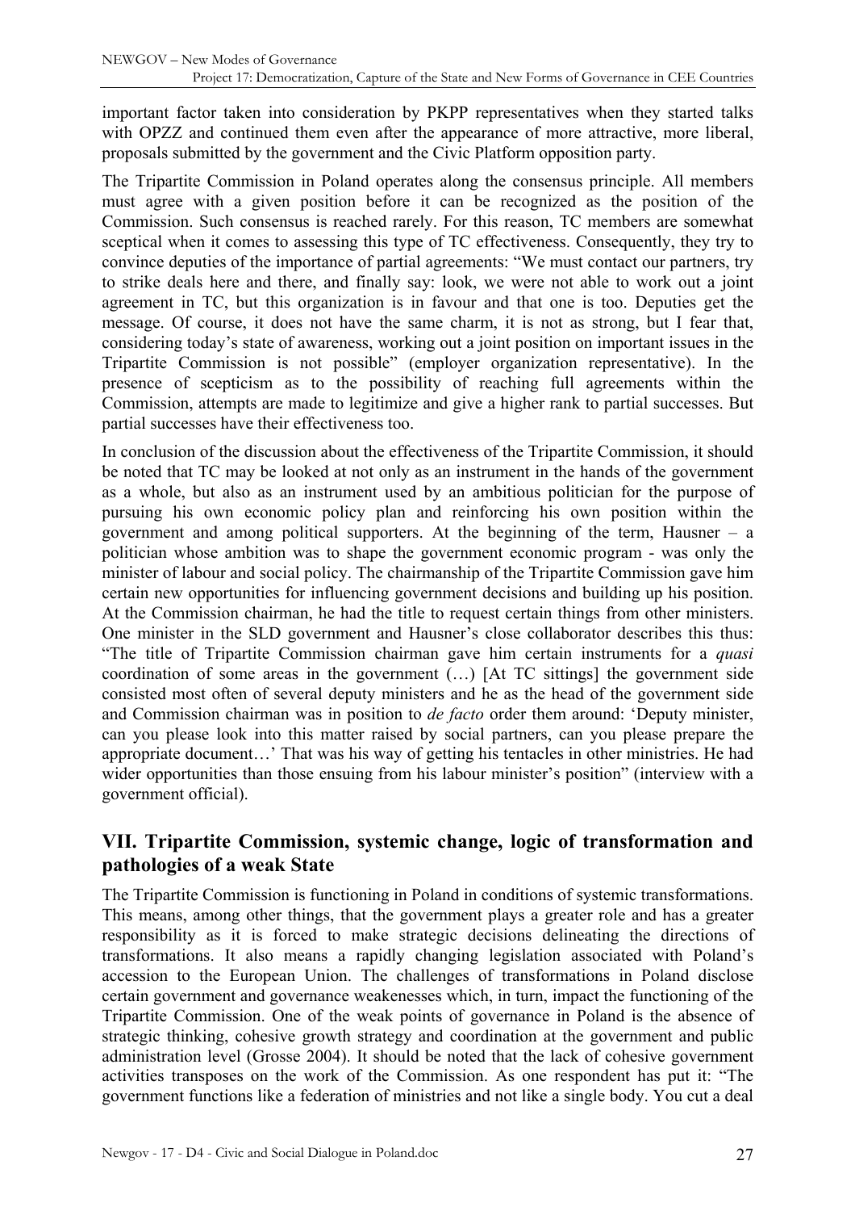important factor taken into consideration by PKPP representatives when they started talks with OPZZ and continued them even after the appearance of more attractive, more liberal, proposals submitted by the government and the Civic Platform opposition party.

The Tripartite Commission in Poland operates along the consensus principle. All members must agree with a given position before it can be recognized as the position of the Commission. Such consensus is reached rarely. For this reason, TC members are somewhat sceptical when it comes to assessing this type of TC effectiveness. Consequently, they try to convince deputies of the importance of partial agreements: "We must contact our partners, try to strike deals here and there, and finally say: look, we were not able to work out a joint agreement in TC, but this organization is in favour and that one is too. Deputies get the message. Of course, it does not have the same charm, it is not as strong, but I fear that, considering today's state of awareness, working out a joint position on important issues in the Tripartite Commission is not possible" (employer organization representative). In the presence of scepticism as to the possibility of reaching full agreements within the Commission, attempts are made to legitimize and give a higher rank to partial successes. But partial successes have their effectiveness too.

In conclusion of the discussion about the effectiveness of the Tripartite Commission, it should be noted that TC may be looked at not only as an instrument in the hands of the government as a whole, but also as an instrument used by an ambitious politician for the purpose of pursuing his own economic policy plan and reinforcing his own position within the government and among political supporters. At the beginning of the term, Hausner – a politician whose ambition was to shape the government economic program - was only the minister of labour and social policy. The chairmanship of the Tripartite Commission gave him certain new opportunities for influencing government decisions and building up his position. At the Commission chairman, he had the title to request certain things from other ministers. One minister in the SLD government and Hausner's close collaborator describes this thus: "The title of Tripartite Commission chairman gave him certain instruments for a *quasi* coordination of some areas in the government (…) [At TC sittings] the government side consisted most often of several deputy ministers and he as the head of the government side and Commission chairman was in position to *de facto* order them around: 'Deputy minister, can you please look into this matter raised by social partners, can you please prepare the appropriate document…' That was his way of getting his tentacles in other ministries. He had wider opportunities than those ensuing from his labour minister's position" (interview with a government official).

## VII. Tripartite Commission, systemic change, logic of transformation and pathologies of a weak State

The Tripartite Commission is functioning in Poland in conditions of systemic transformations. This means, among other things, that the government plays a greater role and has a greater responsibility as it is forced to make strategic decisions delineating the directions of transformations. It also means a rapidly changing legislation associated with Poland's accession to the European Union. The challenges of transformations in Poland disclose certain government and governance weakenesses which, in turn, impact the functioning of the Tripartite Commission. One of the weak points of governance in Poland is the absence of strategic thinking, cohesive growth strategy and coordination at the government and public administration level (Grosse 2004). It should be noted that the lack of cohesive government activities transposes on the work of the Commission. As one respondent has put it: "The government functions like a federation of ministries and not like a single body. You cut a deal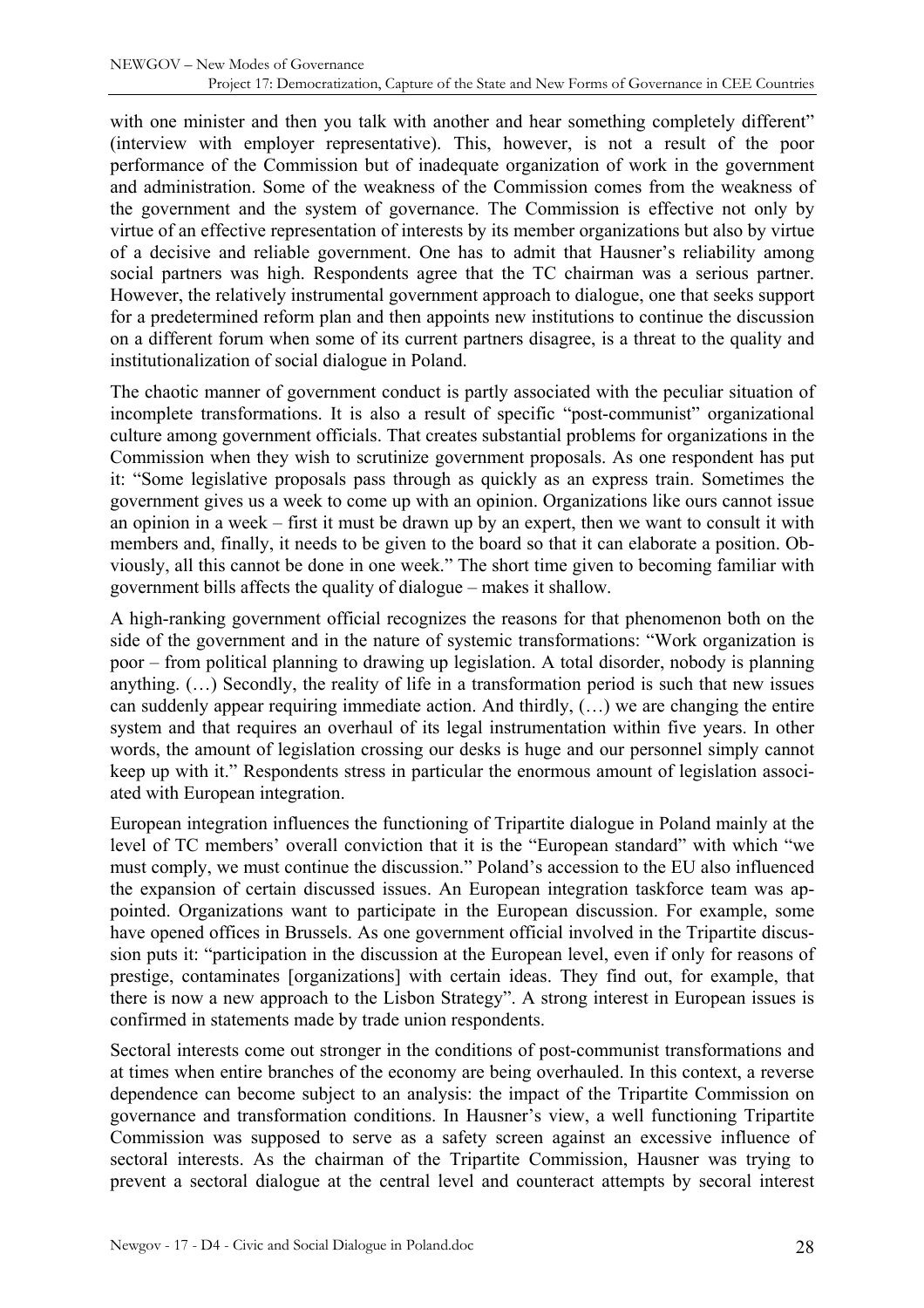with one minister and then you talk with another and hear something completely different" (interview with employer representative). This, however, is not a result of the poor performance of the Commission but of inadequate organization of work in the government and administration. Some of the weakness of the Commission comes from the weakness of the government and the system of governance. The Commission is effective not only by virtue of an effective representation of interests by its member organizations but also by virtue of a decisive and reliable government. One has to admit that Hausner's reliability among social partners was high. Respondents agree that the TC chairman was a serious partner. However, the relatively instrumental government approach to dialogue, one that seeks support for a predetermined reform plan and then appoints new institutions to continue the discussion on a different forum when some of its current partners disagree, is a threat to the quality and institutionalization of social dialogue in Poland.

The chaotic manner of government conduct is partly associated with the peculiar situation of incomplete transformations. It is also a result of specific "post-communist" organizational culture among government officials. That creates substantial problems for organizations in the Commission when they wish to scrutinize government proposals. As one respondent has put it: "Some legislative proposals pass through as quickly as an express train. Sometimes the government gives us a week to come up with an opinion. Organizations like ours cannot issue an opinion in a week – first it must be drawn up by an expert, then we want to consult it with members and, finally, it needs to be given to the board so that it can elaborate a position. Obviously, all this cannot be done in one week." The short time given to becoming familiar with government bills affects the quality of dialogue – makes it shallow.

A high-ranking government official recognizes the reasons for that phenomenon both on the side of the government and in the nature of systemic transformations: "Work organization is poor – from political planning to drawing up legislation. A total disorder, nobody is planning anything. (…) Secondly, the reality of life in a transformation period is such that new issues can suddenly appear requiring immediate action. And thirdly, (…) we are changing the entire system and that requires an overhaul of its legal instrumentation within five years. In other words, the amount of legislation crossing our desks is huge and our personnel simply cannot keep up with it." Respondents stress in particular the enormous amount of legislation associated with European integration.

European integration influences the functioning of Tripartite dialogue in Poland mainly at the level of TC members' overall conviction that it is the "European standard" with which "we must comply, we must continue the discussion." Poland's accession to the EU also influenced the expansion of certain discussed issues. An European integration taskforce team was appointed. Organizations want to participate in the European discussion. For example, some have opened offices in Brussels. As one government official involved in the Tripartite discussion puts it: "participation in the discussion at the European level, even if only for reasons of prestige, contaminates [organizations] with certain ideas. They find out, for example, that there is now a new approach to the Lisbon Strategy". A strong interest in European issues is confirmed in statements made by trade union respondents.

Sectoral interests come out stronger in the conditions of post-communist transformations and at times when entire branches of the economy are being overhauled. In this context, a reverse dependence can become subject to an analysis: the impact of the Tripartite Commission on governance and transformation conditions. In Hausner's view, a well functioning Tripartite Commission was supposed to serve as a safety screen against an excessive influence of sectoral interests. As the chairman of the Tripartite Commission, Hausner was trying to prevent a sectoral dialogue at the central level and counteract attempts by secoral interest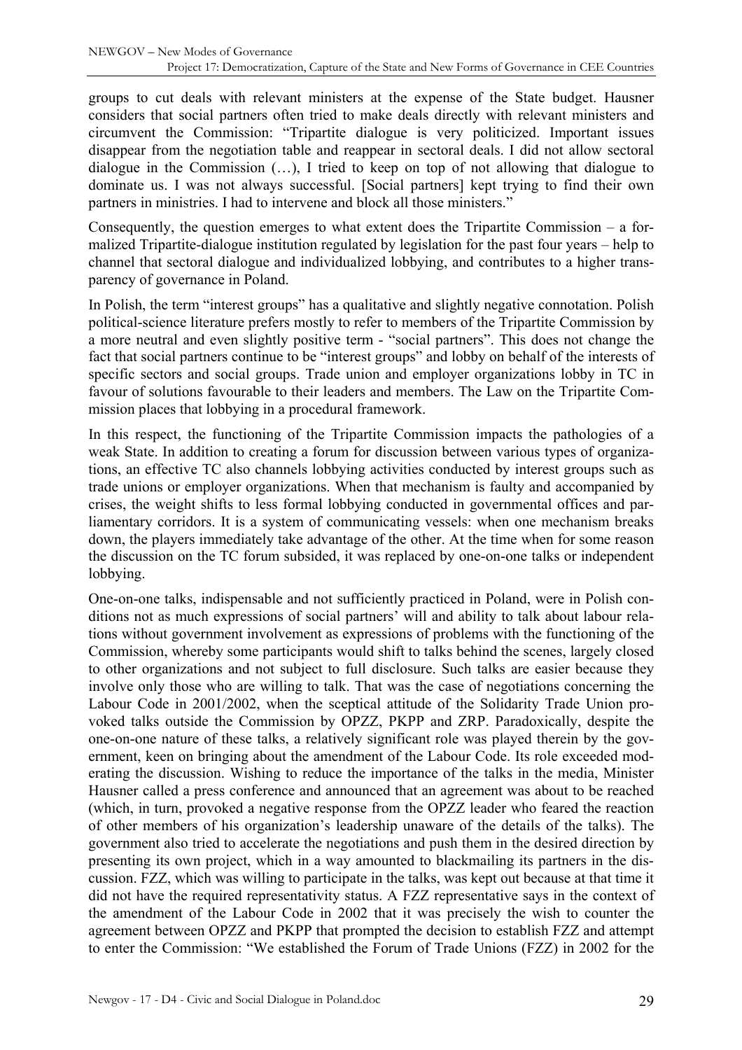groups to cut deals with relevant ministers at the expense of the State budget. Hausner considers that social partners often tried to make deals directly with relevant ministers and circumvent the Commission: "Tripartite dialogue is very politicized. Important issues disappear from the negotiation table and reappear in sectoral deals. I did not allow sectoral dialogue in the Commission (…), I tried to keep on top of not allowing that dialogue to dominate us. I was not always successful. [Social partners] kept trying to find their own partners in ministries. I had to intervene and block all those ministers."

Consequently, the question emerges to what extent does the Tripartite Commission – a formalized Tripartite-dialogue institution regulated by legislation for the past four years – help to channel that sectoral dialogue and individualized lobbying, and contributes to a higher transparency of governance in Poland.

In Polish, the term "interest groups" has a qualitative and slightly negative connotation. Polish political-science literature prefers mostly to refer to members of the Tripartite Commission by a more neutral and even slightly positive term - "social partners". This does not change the fact that social partners continue to be "interest groups" and lobby on behalf of the interests of specific sectors and social groups. Trade union and employer organizations lobby in TC in favour of solutions favourable to their leaders and members. The Law on the Tripartite Commission places that lobbying in a procedural framework.

In this respect, the functioning of the Tripartite Commission impacts the pathologies of a weak State. In addition to creating a forum for discussion between various types of organizations, an effective TC also channels lobbying activities conducted by interest groups such as trade unions or employer organizations. When that mechanism is faulty and accompanied by crises, the weight shifts to less formal lobbying conducted in governmental offices and parliamentary corridors. It is a system of communicating vessels: when one mechanism breaks down, the players immediately take advantage of the other. At the time when for some reason the discussion on the TC forum subsided, it was replaced by one-on-one talks or independent lobbying.

One-on-one talks, indispensable and not sufficiently practiced in Poland, were in Polish conditions not as much expressions of social partners' will and ability to talk about labour relations without government involvement as expressions of problems with the functioning of the Commission, whereby some participants would shift to talks behind the scenes, largely closed to other organizations and not subject to full disclosure. Such talks are easier because they involve only those who are willing to talk. That was the case of negotiations concerning the Labour Code in 2001/2002, when the sceptical attitude of the Solidarity Trade Union provoked talks outside the Commission by OPZZ, PKPP and ZRP. Paradoxically, despite the one-on-one nature of these talks, a relatively significant role was played therein by the government, keen on bringing about the amendment of the Labour Code. Its role exceeded moderating the discussion. Wishing to reduce the importance of the talks in the media, Minister Hausner called a press conference and announced that an agreement was about to be reached (which, in turn, provoked a negative response from the OPZZ leader who feared the reaction of other members of his organization's leadership unaware of the details of the talks). The government also tried to accelerate the negotiations and push them in the desired direction by presenting its own project, which in a way amounted to blackmailing its partners in the discussion. FZZ, which was willing to participate in the talks, was kept out because at that time it did not have the required representativity status. A FZZ representative says in the context of the amendment of the Labour Code in 2002 that it was precisely the wish to counter the agreement between OPZZ and PKPP that prompted the decision to establish FZZ and attempt to enter the Commission: "We established the Forum of Trade Unions (FZZ) in 2002 for the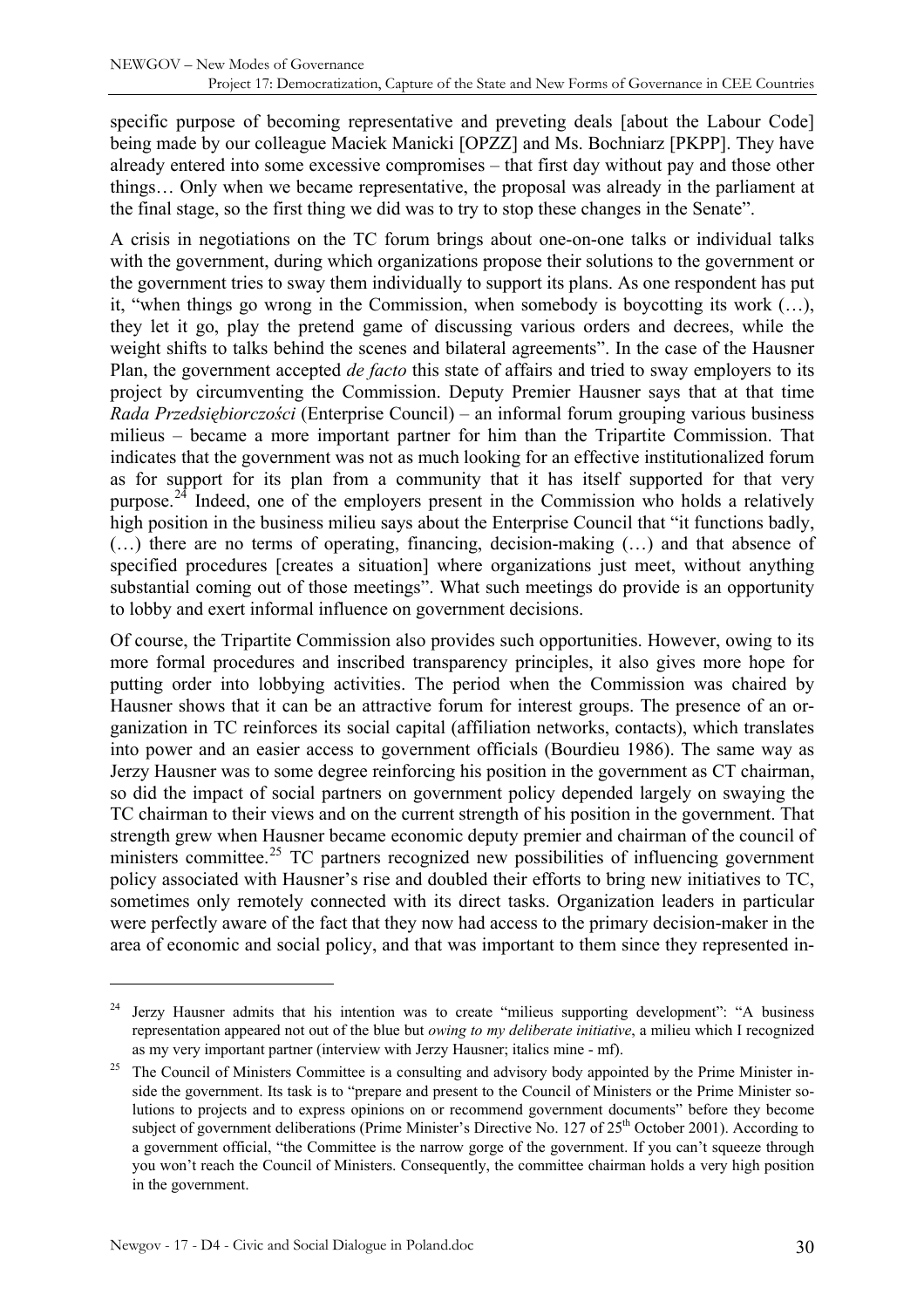specific purpose of becoming representative and preveting deals [about the Labour Code] being made by our colleague Maciek Manicki [OPZZ] and Ms. Bochniarz [PKPP]. They have already entered into some excessive compromises – that first day without pay and those other things… Only when we became representative, the proposal was already in the parliament at the final stage, so the first thing we did was to try to stop these changes in the Senate".

A crisis in negotiations on the TC forum brings about one-on-one talks or individual talks with the government, during which organizations propose their solutions to the government or the government tries to sway them individually to support its plans. As one respondent has put it, "when things go wrong in the Commission, when somebody is boycotting its work (…), they let it go, play the pretend game of discussing various orders and decrees, while the weight shifts to talks behind the scenes and bilateral agreements". In the case of the Hausner Plan, the government accepted *de facto* this state of affairs and tried to sway employers to its project by circumventing the Commission. Deputy Premier Hausner says that at that time *Rada Przedsiębiorczości* (Enterprise Council) – an informal forum grouping various business milieus – became a more important partner for him than the Tripartite Commission. That indicates that the government was not as much looking for an effective institutionalized forum as for support for its plan from a community that it has itself supported for that very purpose.[24] Indeed, one of the employers present in the Commission who holds a relatively high position in the business milieu says about the Enterprise Council that "it functions badly, (…) there are no terms of operating, financing, decision-making (…) and that absence of specified procedures [creates a situation] where organizations just meet, without anything substantial coming out of those meetings". What such meetings do provide is an opportunity to lobby and exert informal influence on government decisions.

Of course, the Tripartite Commission also provides such opportunities. However, owing to its more formal procedures and inscribed transparency principles, it also gives more hope for putting order into lobbying activities. The period when the Commission was chaired by Hausner shows that it can be an attractive forum for interest groups. The presence of an organization in TC reinforces its social capital (affiliation networks, contacts), which translates into power and an easier access to government officials (Bourdieu 1986). The same way as Jerzy Hausner was to some degree reinforcing his position in the government as CT chairman, so did the impact of social partners on government policy depended largely on swaying the TC chairman to their views and on the current strength of his position in the government. That strength grew when Hausner became economic deputy premier and chairman of the council of ministers committee.[25] TC partners recognized new possibilities of influencing government policy associated with Hausner's rise and doubled their efforts to bring new initiatives to TC, sometimes only remotely connected with its direct tasks. Organization leaders in particular were perfectly aware of the fact that they now had access to the primary decision-maker in the area of economic and social policy, and that was important to them since they represented in-

---

[24] Jerzy Hausner admits that his intention was to create "milieus supporting development": "A business representation appeared not out of the blue but *owing to my deliberate initiative*, a milieu which I recognized as my very important partner (interview with Jerzy Hausner; italics mine - mf).

[25] The Council of Ministers Committee is a consulting and advisory body appointed by the Prime Minister inside the government. Its task is to "prepare and present to the Council of Ministers or the Prime Minister solutions to projects and to express opinions on or recommend government documents" before they become subject of government deliberations (Prime Minister's Directive No. 127 of 25th October 2001). According to a government official, "the Committee is the narrow gorge of the government. If you can't squeeze through you won't reach the Council of Ministers. Consequently, the committee chairman holds a very high position in the government.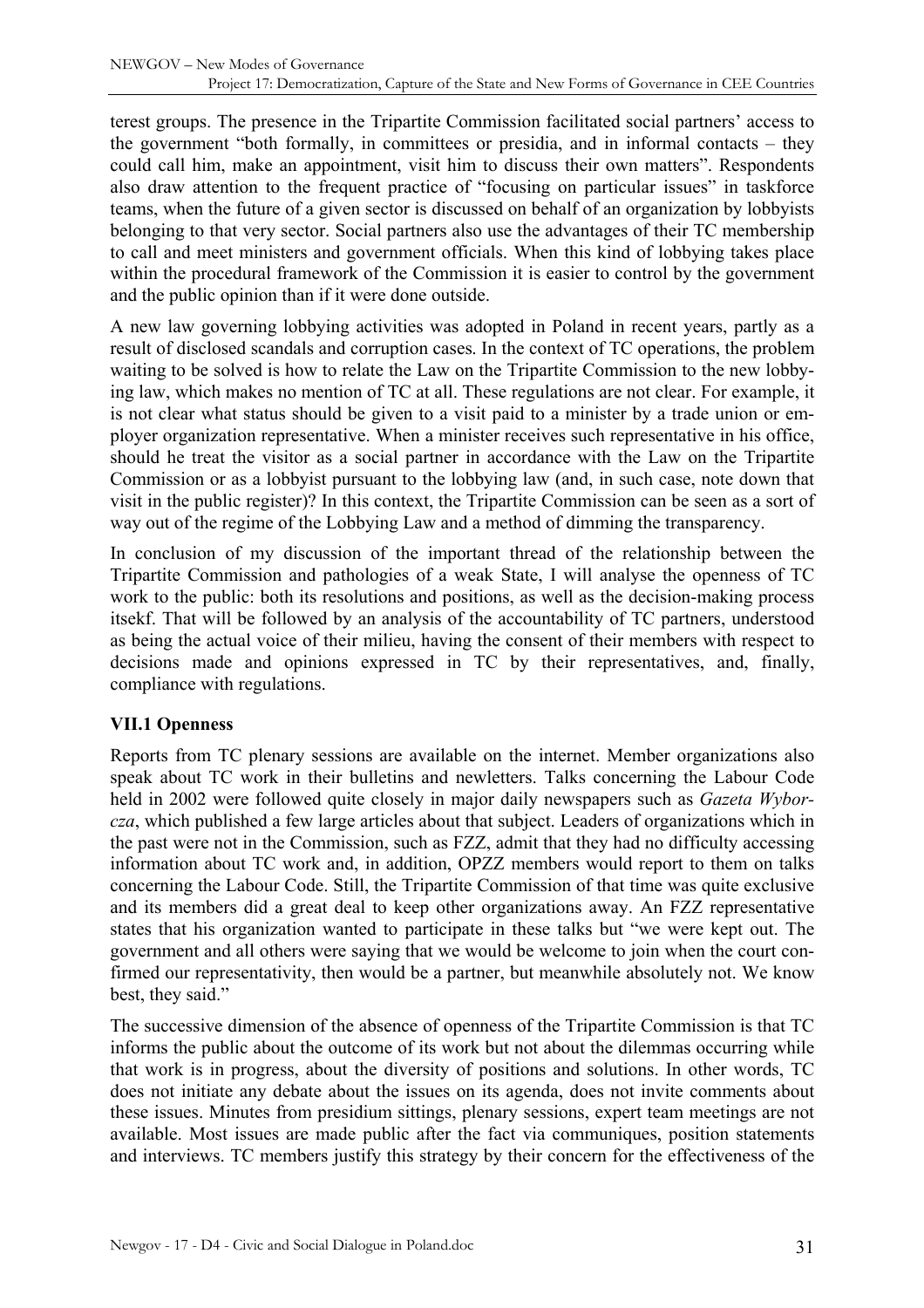terest groups. The presence in the Tripartite Commission facilitated social partners' access to the government "both formally, in committees or presidia, and in informal contacts – they could call him, make an appointment, visit him to discuss their own matters". Respondents also draw attention to the frequent practice of "focusing on particular issues" in taskforce teams, when the future of a given sector is discussed on behalf of an organization by lobbyists belonging to that very sector. Social partners also use the advantages of their TC membership to call and meet ministers and government officials. When this kind of lobbying takes place within the procedural framework of the Commission it is easier to control by the government and the public opinion than if it were done outside.

A new law governing lobbying activities was adopted in Poland in recent years, partly as a result of disclosed scandals and corruption cases. In the context of TC operations, the problem waiting to be solved is how to relate the Law on the Tripartite Commission to the new lobbying law, which makes no mention of TC at all. These regulations are not clear. For example, it is not clear what status should be given to a visit paid to a minister by a trade union or employer organization representative. When a minister receives such representative in his office, should he treat the visitor as a social partner in accordance with the Law on the Tripartite Commission or as a lobbyist pursuant to the lobbying law (and, in such case, note down that visit in the public register)? In this context, the Tripartite Commission can be seen as a sort of way out of the regime of the Lobbying Law and a method of dimming the transparency.

In conclusion of my discussion of the important thread of the relationship between the Tripartite Commission and pathologies of a weak State, I will analyse the openness of TC work to the public: both its resolutions and positions, as well as the decision-making process itsekf. That will be followed by an analysis of the accountability of TC partners, understood as being the actual voice of their milieu, having the consent of their members with respect to decisions made and opinions expressed in TC by their representatives, and, finally, compliance with regulations.

### VII.1 Openness

Reports from TC plenary sessions are available on the internet. Member organizations also speak about TC work in their bulletins and newletters. Talks concerning the Labour Code held in 2002 were followed quite closely in major daily newspapers such as *Gazeta Wyborcza*, which published a few large articles about that subject. Leaders of organizations which in the past were not in the Commission, such as FZZ, admit that they had no difficulty accessing information about TC work and, in addition, OPZZ members would report to them on talks concerning the Labour Code. Still, the Tripartite Commission of that time was quite exclusive and its members did a great deal to keep other organizations away. An FZZ representative states that his organization wanted to participate in these talks but "we were kept out. The government and all others were saying that we would be welcome to join when the court confirmed our representativity, then would be a partner, but meanwhile absolutely not. We know best, they said."

The successive dimension of the absence of openness of the Tripartite Commission is that TC informs the public about the outcome of its work but not about the dilemmas occurring while that work is in progress, about the diversity of positions and solutions. In other words, TC does not initiate any debate about the issues on its agenda, does not invite comments about these issues. Minutes from presidium sittings, plenary sessions, expert team meetings are not available. Most issues are made public after the fact via communiques, position statements and interviews. TC members justify this strategy by their concern for the effectiveness of the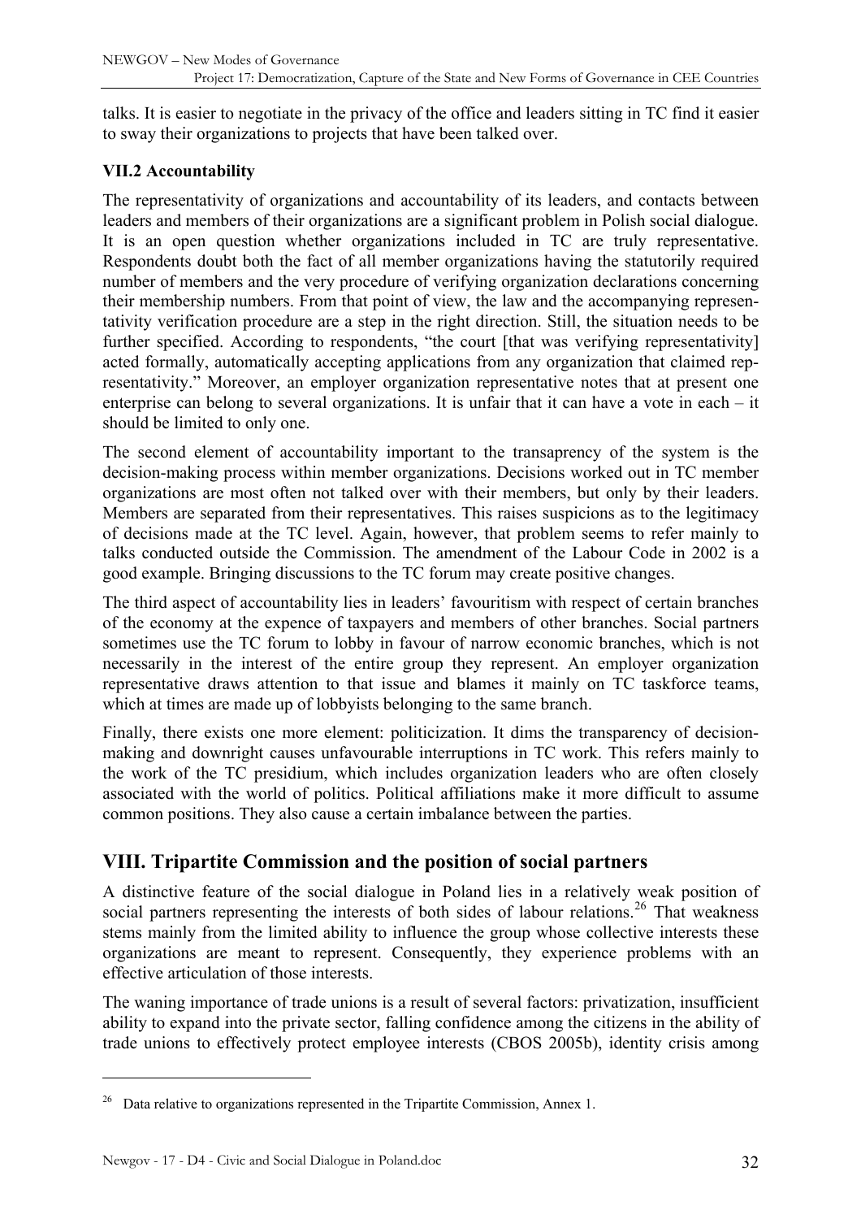talks. It is easier to negotiate in the privacy of the office and leaders sitting in TC find it easier to sway their organizations to projects that have been talked over.

### VII.2 Accountability

The representativity of organizations and accountability of its leaders, and contacts between leaders and members of their organizations are a significant problem in Polish social dialogue. It is an open question whether organizations included in TC are truly representative. Respondents doubt both the fact of all member organizations having the statutorily required number of members and the very procedure of verifying organization declarations concerning their membership numbers. From that point of view, the law and the accompanying representativity verification procedure are a step in the right direction. Still, the situation needs to be further specified. According to respondents, "the court [that was verifying representativity] acted formally, automatically accepting applications from any organization that claimed representativity." Moreover, an employer organization representative notes that at present one enterprise can belong to several organizations. It is unfair that it can have a vote in each – it should be limited to only one.

The second element of accountability important to the transaprency of the system is the decision-making process within member organizations. Decisions worked out in TC member organizations are most often not talked over with their members, but only by their leaders. Members are separated from their representatives. This raises suspicions as to the legitimacy of decisions made at the TC level. Again, however, that problem seems to refer mainly to talks conducted outside the Commission. The amendment of the Labour Code in 2002 is a good example. Bringing discussions to the TC forum may create positive changes.

The third aspect of accountability lies in leaders' favouritism with respect of certain branches of the economy at the expence of taxpayers and members of other branches. Social partners sometimes use the TC forum to lobby in favour of narrow economic branches, which is not necessarily in the interest of the entire group they represent. An employer organization representative draws attention to that issue and blames it mainly on TC taskforce teams, which at times are made up of lobbyists belonging to the same branch.

Finally, there exists one more element: politicization. It dims the transparency of decision-making and downright causes unfavourable interruptions in TC work. This refers mainly to the work of the TC presidium, which includes organization leaders who are often closely associated with the world of politics. Political affiliations make it more difficult to assume common positions. They also cause a certain imbalance between the parties.

## VIII. Tripartite Commission and the position of social partners

A distinctive feature of the social dialogue in Poland lies in a relatively weak position of social partners representing the interests of both sides of labour relations.[26] That weakness stems mainly from the limited ability to influence the group whose collective interests these organizations are meant to represent. Consequently, they experience problems with an effective articulation of those interests.

The waning importance of trade unions is a result of several factors: privatization, insufficient ability to expand into the private sector, falling confidence among the citizens in the ability of trade unions to effectively protect employee interests (CBOS 2005b), identity crisis among

---

[26] Data relative to organizations represented in the Tripartite Commission, Annex 1.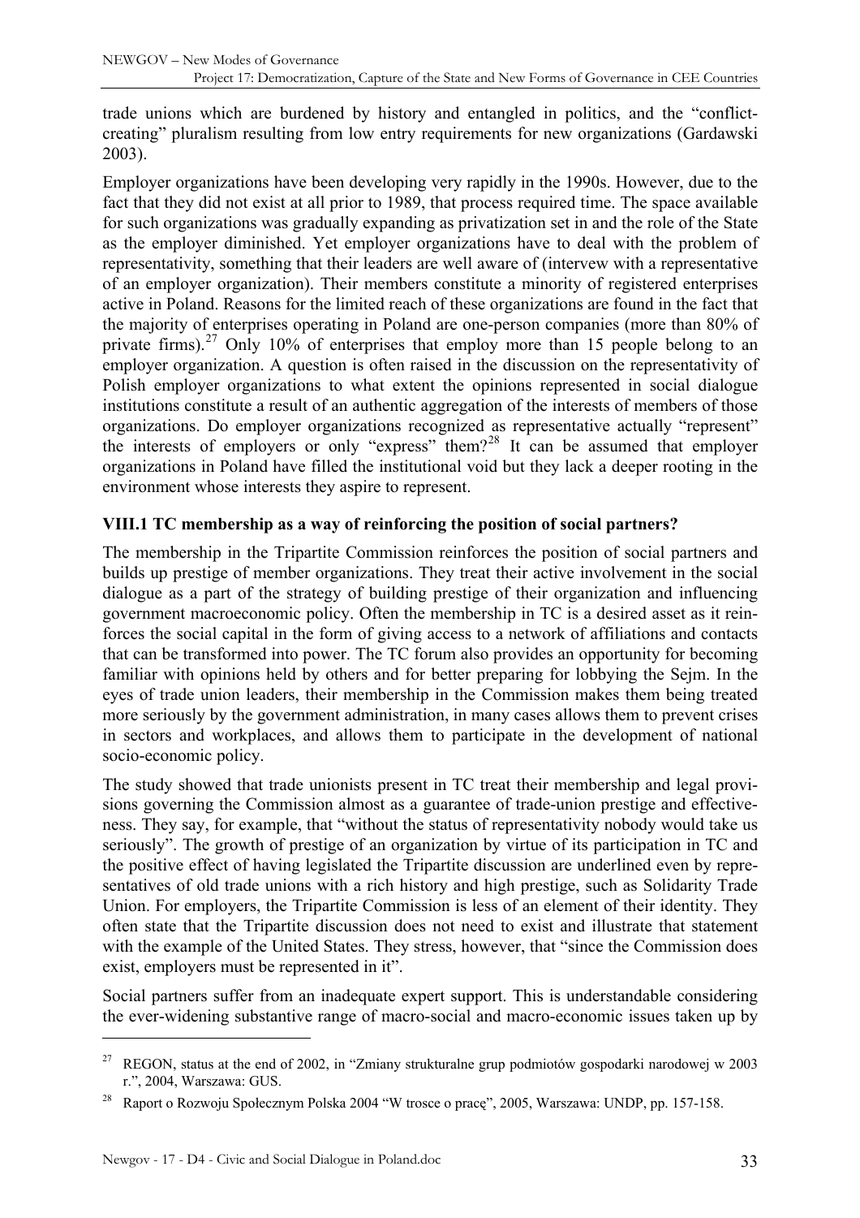trade unions which are burdened by history and entangled in politics, and the "conflict-creating" pluralism resulting from low entry requirements for new organizations (Gardawski 2003).

Employer organizations have been developing very rapidly in the 1990s. However, due to the fact that they did not exist at all prior to 1989, that process required time. The space available for such organizations was gradually expanding as privatization set in and the role of the State as the employer diminished. Yet employer organizations have to deal with the problem of representativity, something that their leaders are well aware of (intervew with a representative of an employer organization). Their members constitute a minority of registered enterprises active in Poland. Reasons for the limited reach of these organizations are found in the fact that the majority of enterprises operating in Poland are one-person companies (more than 80% of private firms).[27] Only 10% of enterprises that employ more than 15 people belong to an employer organization. A question is often raised in the discussion on the representativity of Polish employer organizations to what extent the opinions represented in social dialogue institutions constitute a result of an authentic aggregation of the interests of members of those organizations. Do employer organizations recognized as representative actually "represent" the interests of employers or only "express" them?[28] It can be assumed that employer organizations in Poland have filled the institutional void but they lack a deeper rooting in the environment whose interests they aspire to represent.

### VIII.1 TC membership as a way of reinforcing the position of social partners?

The membership in the Tripartite Commission reinforces the position of social partners and builds up prestige of member organizations. They treat their active involvement in the social dialogue as a part of the strategy of building prestige of their organization and influencing government macroeconomic policy. Often the membership in TC is a desired asset as it reinforces the social capital in the form of giving access to a network of affiliations and contacts that can be transformed into power. The TC forum also provides an opportunity for becoming familiar with opinions held by others and for better preparing for lobbying the Sejm. In the eyes of trade union leaders, their membership in the Commission makes them being treated more seriously by the government administration, in many cases allows them to prevent crises in sectors and workplaces, and allows them to participate in the development of national socio-economic policy.

The study showed that trade unionists present in TC treat their membership and legal provisions governing the Commission almost as a guarantee of trade-union prestige and effectiveness. They say, for example, that "without the status of representativity nobody would take us seriously". The growth of prestige of an organization by virtue of its participation in TC and the positive effect of having legislated the Tripartite discussion are underlined even by representatives of old trade unions with a rich history and high prestige, such as Solidarity Trade Union. For employers, the Tripartite Commission is less of an element of their identity. They often state that the Tripartite discussion does not need to exist and illustrate that statement with the example of the United States. They stress, however, that "since the Commission does exist, employers must be represented in it".

Social partners suffer from an inadequate expert support. This is understandable considering the ever-widening substantive range of macro-social and macro-economic issues taken up by

---

[27] REGON, status at the end of 2002, in "Zmiany strukturalne grup podmiotów gospodarki narodowej w 2003 r.", 2004, Warszawa: GUS.

[28] Raport o Rozwoju Społecznym Polska 2004 "W trosce o pracę", 2005, Warszawa: UNDP, pp. 157-158.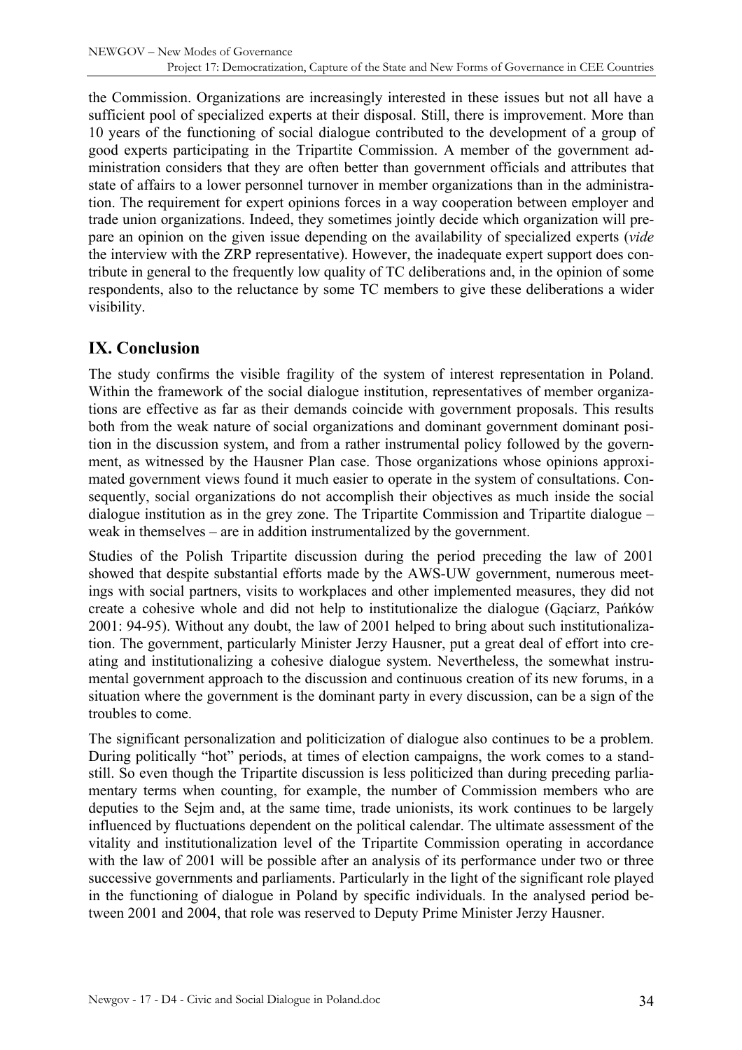the Commission. Organizations are increasingly interested in these issues but not all have a sufficient pool of specialized experts at their disposal. Still, there is improvement. More than 10 years of the functioning of social dialogue contributed to the development of a group of good experts participating in the Tripartite Commission. A member of the government administration considers that they are often better than government officials and attributes that state of affairs to a lower personnel turnover in member organizations than in the administration. The requirement for expert opinions forces in a way cooperation between employer and trade union organizations. Indeed, they sometimes jointly decide which organization will prepare an opinion on the given issue depending on the availability of specialized experts (*vide* the interview with the ZRP representative). However, the inadequate expert support does contribute in general to the frequently low quality of TC deliberations and, in the opinion of some respondents, also to the reluctance by some TC members to give these deliberations a wider visibility.

## IX. Conclusion

The study confirms the visible fragility of the system of interest representation in Poland. Within the framework of the social dialogue institution, representatives of member organizations are effective as far as their demands coincide with government proposals. This results both from the weak nature of social organizations and dominant government dominant position in the discussion system, and from a rather instrumental policy followed by the government, as witnessed by the Hausner Plan case. Those organizations whose opinions approximated government views found it much easier to operate in the system of consultations. Consequently, social organizations do not accomplish their objectives as much inside the social dialogue institution as in the grey zone. The Tripartite Commission and Tripartite dialogue – weak in themselves – are in addition instrumentalized by the government.

Studies of the Polish Tripartite discussion during the period preceding the law of 2001 showed that despite substantial efforts made by the AWS-UW government, numerous meetings with social partners, visits to workplaces and other implemented measures, they did not create a cohesive whole and did not help to institutionalize the dialogue (Gąciarz, Pańków 2001: 94-95). Without any doubt, the law of 2001 helped to bring about such institutionalization. The government, particularly Minister Jerzy Hausner, put a great deal of effort into creating and institutionalizing a cohesive dialogue system. Nevertheless, the somewhat instrumental government approach to the discussion and continuous creation of its new forums, in a situation where the government is the dominant party in every discussion, can be a sign of the troubles to come.

The significant personalization and politicization of dialogue also continues to be a problem. During politically "hot" periods, at times of election campaigns, the work comes to a standstill. So even though the Tripartite discussion is less politicized than during preceding parliamentary terms when counting, for example, the number of Commission members who are deputies to the Sejm and, at the same time, trade unionists, its work continues to be largely influenced by fluctuations dependent on the political calendar. The ultimate assessment of the vitality and institutionalization level of the Tripartite Commission operating in accordance with the law of 2001 will be possible after an analysis of its performance under two or three successive governments and parliaments. Particularly in the light of the significant role played in the functioning of dialogue in Poland by specific individuals. In the analysed period between 2001 and 2004, that role was reserved to Deputy Prime Minister Jerzy Hausner.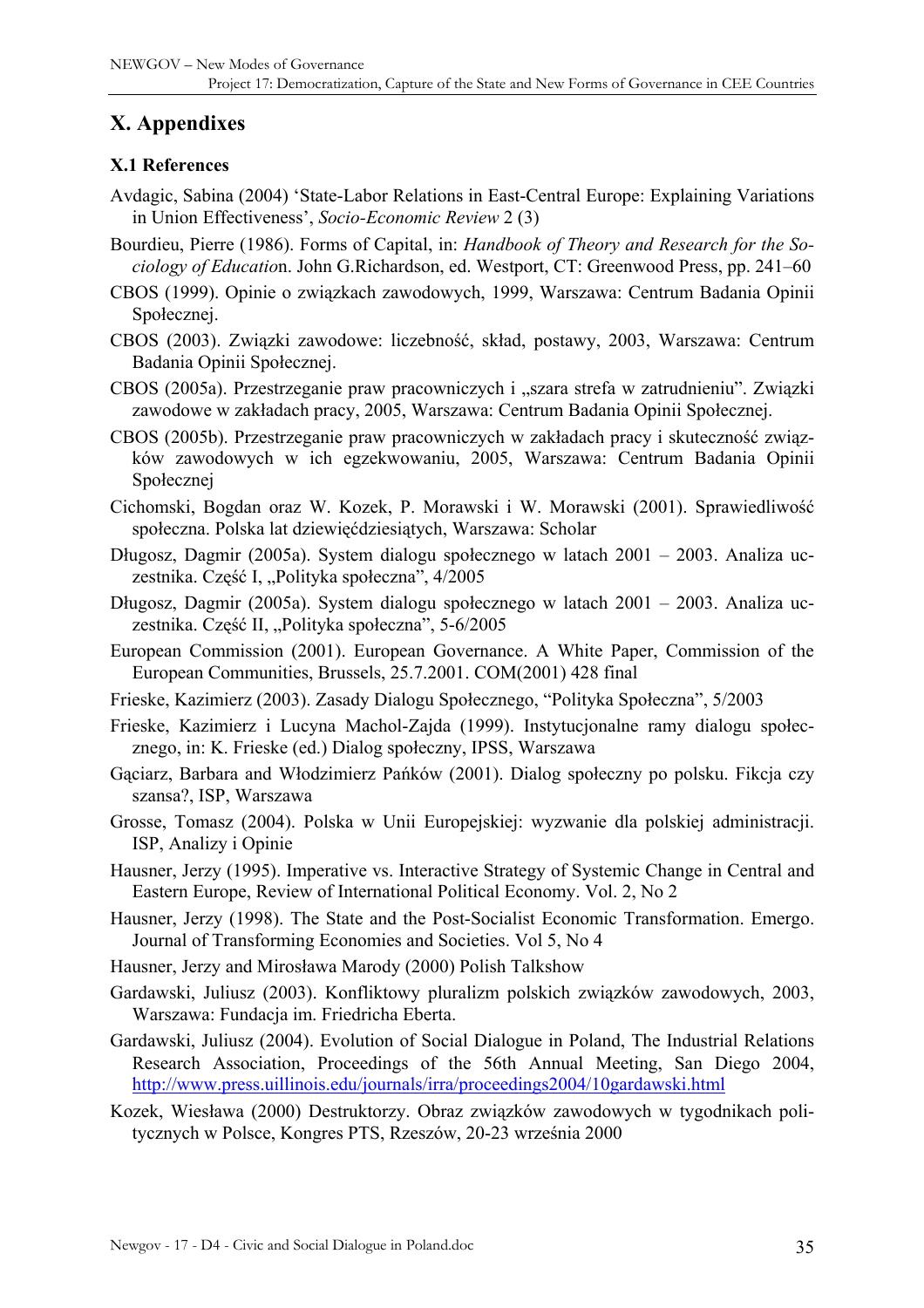# X. Appendixes

## X.1 References

Avdagic, Sabina (2004) 'State-Labor Relations in East-Central Europe: Explaining Variations in Union Effectiveness', *Socio-Economic Review* 2 (3)

Bourdieu, Pierre (1986). Forms of Capital, in: *Handbook of Theory and Research for the Sociology of Educatio*n. John G.Richardson, ed. Westport, CT: Greenwood Press, pp. 241–60

CBOS (1999). Opinie o związkach zawodowych, 1999, Warszawa: Centrum Badania Opinii Społecznej.

CBOS (2003). Związki zawodowe: liczebność, skład, postawy, 2003, Warszawa: Centrum Badania Opinii Społecznej.

CBOS (2005a). Przestrzeganie praw pracowniczych i „szara strefa w zatrudnieniu". Związki zawodowe w zakładach pracy, 2005, Warszawa: Centrum Badania Opinii Społecznej.

CBOS (2005b). Przestrzeganie praw pracowniczych w zakładach pracy i skuteczność związków zawodowych w ich egzekwowaniu, 2005, Warszawa: Centrum Badania Opinii Społecznej

Cichomski, Bogdan oraz W. Kozek, P. Morawski i W. Morawski (2001). Sprawiedliwość społeczna. Polska lat dziewięćdziesiątych, Warszawa: Scholar

Długosz, Dagmir (2005a). System dialogu społecznego w latach 2001 – 2003. Analiza uczestnika. Część I, „Polityka społeczna", 4/2005

Długosz, Dagmir (2005a). System dialogu społecznego w latach 2001 – 2003. Analiza uczestnika. Część II, „Polityka społeczna", 5-6/2005

European Commission (2001). European Governance. A White Paper, Commission of the European Communities, Brussels, 25.7.2001. COM(2001) 428 final

Frieske, Kazimierz (2003). Zasady Dialogu Społecznego, "Polityka Społeczna", 5/2003

Frieske, Kazimierz i Lucyna Machol-Zajda (1999). Instytucjonalne ramy dialogu społecznego, in: K. Frieske (ed.) Dialog społeczny, IPSS, Warszawa

Gąciarz, Barbara and Włodzimierz Pańków (2001). Dialog społeczny po polsku. Fikcja czy szansa?, ISP, Warszawa

Grosse, Tomasz (2004). Polska w Unii Europejskiej: wyzwanie dla polskiej administracji. ISP, Analizy i Opinie

Hausner, Jerzy (1995). Imperative vs. Interactive Strategy of Systemic Change in Central and Eastern Europe, Review of International Political Economy. Vol. 2, No 2

Hausner, Jerzy (1998). The State and the Post-Socialist Economic Transformation. Emergo. Journal of Transforming Economies and Societies. Vol 5, No 4

Hausner, Jerzy and Mirosława Marody (2000) Polish Talkshow

Gardawski, Juliusz (2003). Konfliktowy pluralizm polskich związków zawodowych, 2003, Warszawa: Fundacja im. Friedricha Eberta.

Gardawski, Juliusz (2004). Evolution of Social Dialogue in Poland, The Industrial Relations Research Association, Proceedings of the 56th Annual Meeting, San Diego 2004, http://www.press.uillinois.edu/journals/irra/proceedings2004/10gardawski.html

Kozek, Wiesława (2000) Destruktorzy. Obraz związków zawodowych w tygodnikach politycznych w Polsce, Kongres PTS, Rzeszów, 20-23 września 2000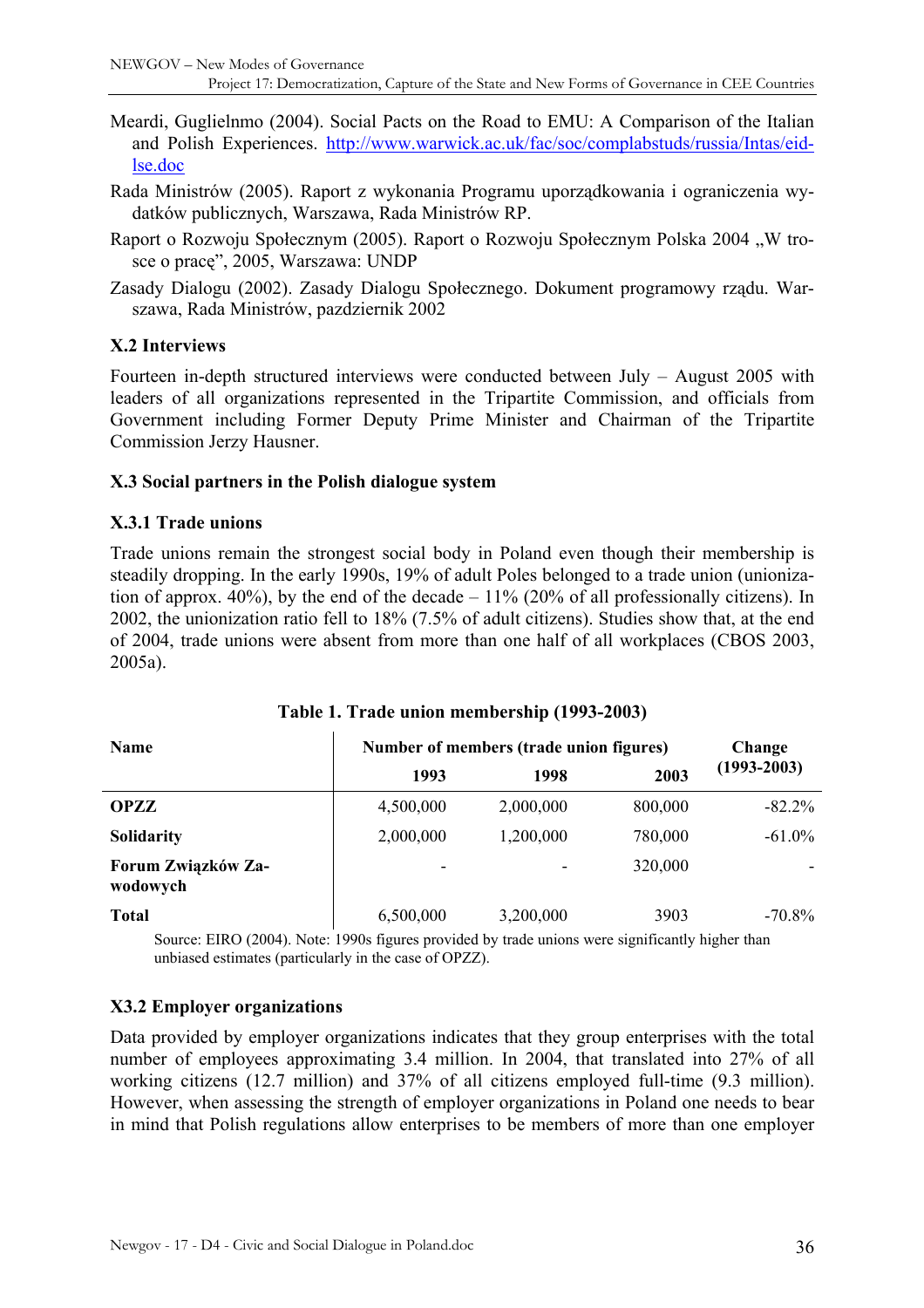Meardi, Guglielnmo (2004). Social Pacts on the Road to EMU: A Comparison of the Italian and Polish Experiences. http://www.warwick.ac.uk/fac/soc/complabstuds/russia/Intas/eid-lse.doc

Rada Ministrów (2005). Raport z wykonania Programu uporządkowania i ograniczenia wydatków publicznych, Warszawa, Rada Ministrów RP.

Raport o Rozwoju Społecznym (2005). Raport o Rozwoju Społecznym Polska 2004 „W trosce o pracę", 2005, Warszawa: UNDP

Zasady Dialogu (2002). Zasady Dialogu Społecznego. Dokument programowy rządu. Warszawa, Rada Ministrów, pazdziernik 2002

### X.2 Interviews

Fourteen in-depth structured interviews were conducted between July – August 2005 with leaders of all organizations represented in the Tripartite Commission, and officials from Government including Former Deputy Prime Minister and Chairman of the Tripartite Commission Jerzy Hausner.

### X.3 Social partners in the Polish dialogue system

#### X.3.1 Trade unions

Trade unions remain the strongest social body in Poland even though their membership is steadily dropping. In the early 1990s, 19% of adult Poles belonged to a trade union (unionization of approx. 40%), by the end of the decade – 11% (20% of all professionally citizens). In 2002, the unionization ratio fell to 18% (7.5% of adult citizens). Studies show that, at the end of 2004, trade unions were absent from more than one half of all workplaces (CBOS 2003, 2005a).

**Table 1. Trade union membership (1993-2003)**

| Name | Number of members (trade union figures) | | | Change (1993-2003) |
|---|---|---|---|---|
| | 1993 | 1998 | 2003 | |
| **OPZZ** | 4,500,000 | 2,000,000 | 800,000 | -82.2% |
| **Solidarity** | 2,000,000 | 1,200,000 | 780,000 | -61.0% |
| **Forum Związków Zawodowych** | - | - | 320,000 | - |
| **Total** | 6,500,000 | 3,200,000 | 3903 | -70.8% |

Source: EIRO (2004). Note: 1990s figures provided by trade unions were significantly higher than unbiased estimates (particularly in the case of OPZZ).

#### X3.2 Employer organizations

Data provided by employer organizations indicates that they group enterprises with the total number of employees approximating 3.4 million. In 2004, that translated into 27% of all working citizens (12.7 million) and 37% of all citizens employed full-time (9.3 million). However, when assessing the strength of employer organizations in Poland one needs to bear in mind that Polish regulations allow enterprises to be members of more than one employer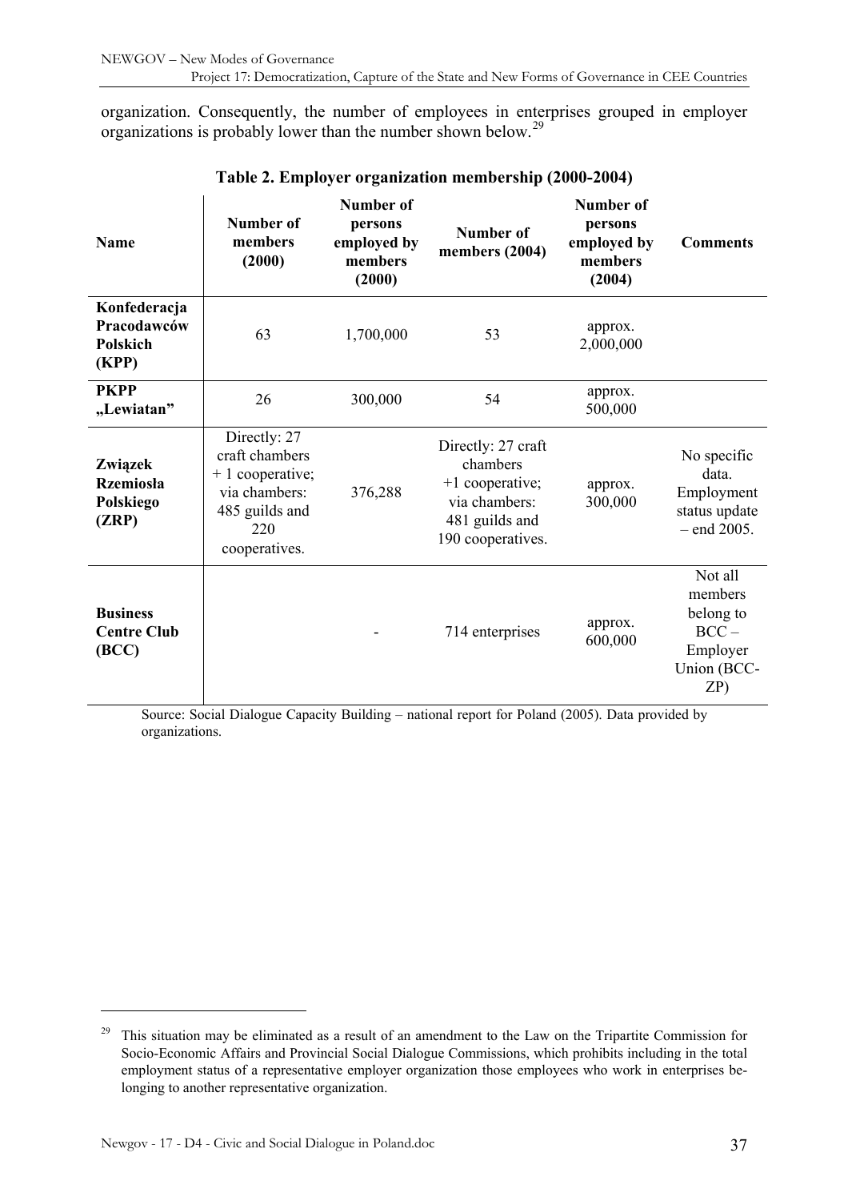organization. Consequently, the number of employees in enterprises grouped in employer organizations is probably lower than the number shown below.[29]

**Table 2. Employer organization membership (2000-2004)**

| Name | Number of members (2000) | Number of persons employed by members (2000) | Number of members (2004) | Number of persons employed by members (2004) | Comments |
|---|---|---|---|---|---|
| **Konfederacja Pracodawców Polskich (KPP)** | 63 | 1,700,000 | 53 | approx. 2,000,000 | |
| **PKPP „Lewiatan"** | 26 | 300,000 | 54 | approx. 500,000 | |
| **Związek Rzemiosła Polskiego (ZRP)** | Directly: 27 craft chambers + 1 cooperative; via chambers: 485 guilds and 220 cooperatives. | 376,288 | Directly: 27 craft chambers +1 cooperative; via chambers: 481 guilds and 190 cooperatives. | approx. 300,000 | No specific data. Employment status update – end 2005. |
| **Business Centre Club (BCC)** | | - | 714 enterprises | approx. 600,000 | Not all members belong to BCC – Employer Union (BCC-ZP) |

Source: Social Dialogue Capacity Building – national report for Poland (2005). Data provided by organizations.

[29] This situation may be eliminated as a result of an amendment to the Law on the Tripartite Commission for Socio-Economic Affairs and Provincial Social Dialogue Commissions, which prohibits including in the total employment status of a representative employer organization those employees who work in enterprises belonging to another representative organization.